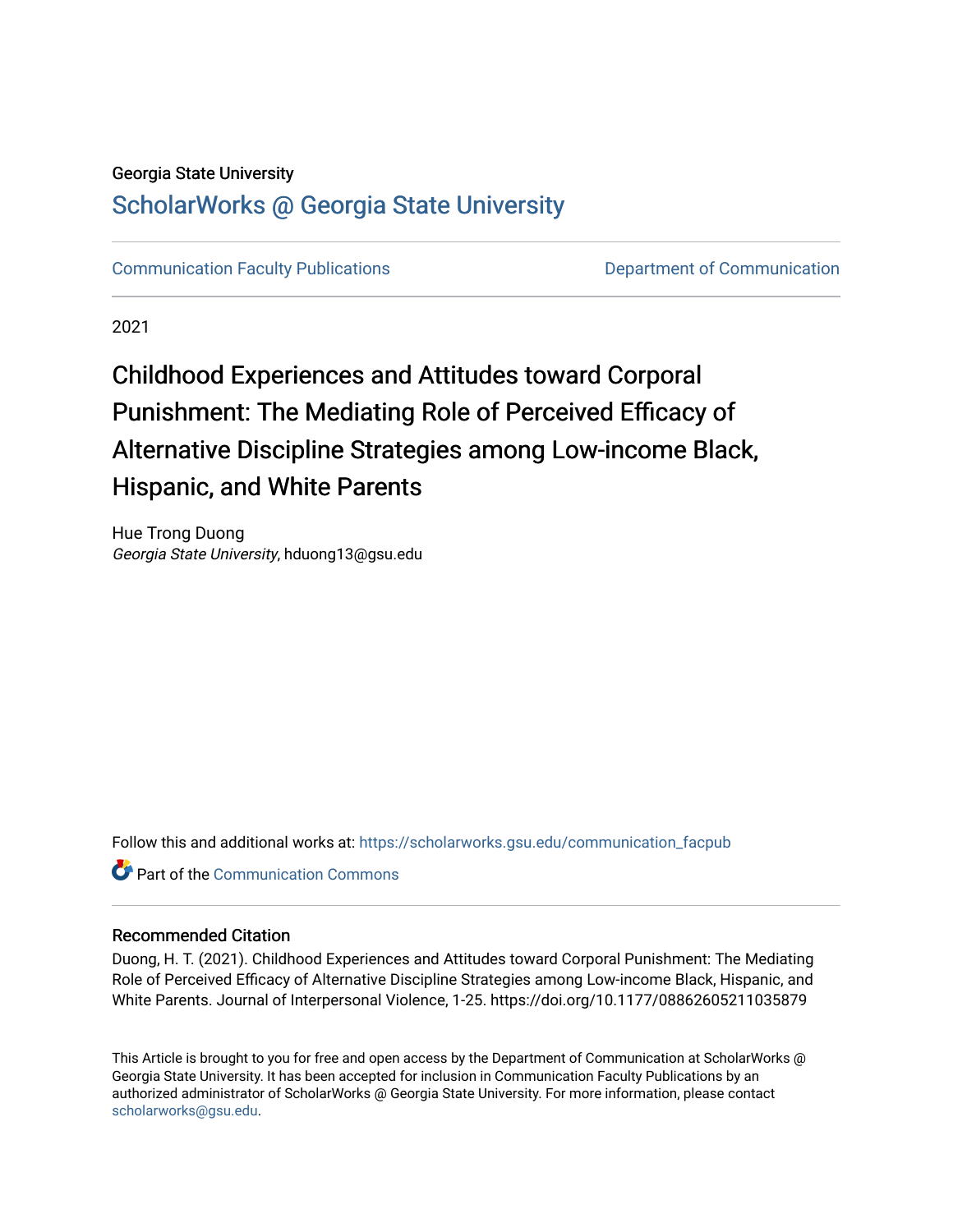Georgia State University

# ScholarWorks @ Georgia State University

Communication Faculty Publications | Department of Communication

2021

# Childhood Experiences and Attitudes toward Corporal Punishment: The Mediating Role of Perceived Efficacy of Alternative Discipline Strategies among Low-income Black, Hispanic, and White Parents

Hue Trong Duong
*Georgia State University*, hduong13@gsu.edu

Follow this and additional works at: https://scholarworks.gsu.edu/communication_facpub

Part of the Communication Commons

## Recommended Citation

Duong, H. T. (2021). Childhood Experiences and Attitudes toward Corporal Punishment: The Mediating Role of Perceived Efficacy of Alternative Discipline Strategies among Low-income Black, Hispanic, and White Parents. Journal of Interpersonal Violence, 1-25. https://doi.org/10.1177/08862605211035879

This Article is brought to you for free and open access by the Department of Communication at ScholarWorks @ Georgia State University. It has been accepted for inclusion in Communication Faculty Publications by an authorized administrator of ScholarWorks @ Georgia State University. For more information, please contact scholarworks@gsu.edu.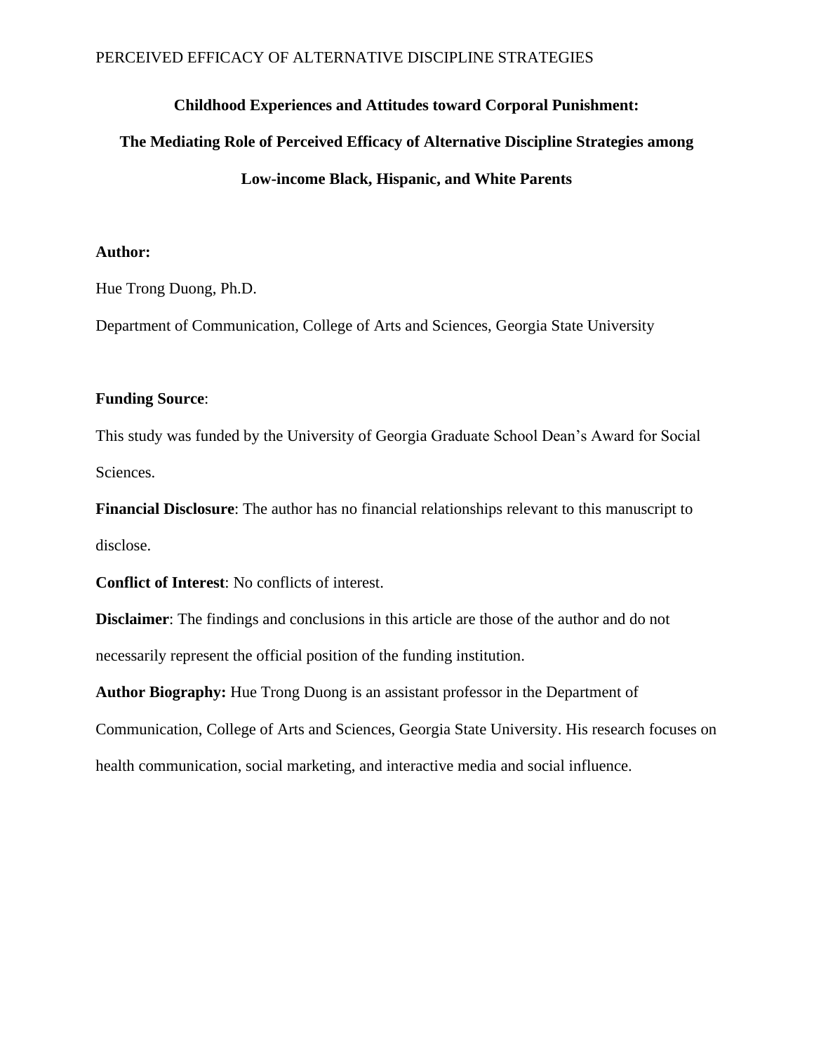**Childhood Experiences and Attitudes toward Corporal Punishment:**

**The Mediating Role of Perceived Efficacy of Alternative Discipline Strategies among Low-income Black, Hispanic, and White Parents**

**Author:**

Hue Trong Duong, Ph.D.

Department of Communication, College of Arts and Sciences, Georgia State University

**Funding Source**:

This study was funded by the University of Georgia Graduate School Dean's Award for Social Sciences.

**Financial Disclosure**: The author has no financial relationships relevant to this manuscript to disclose.

**Conflict of Interest**: No conflicts of interest.

**Disclaimer**: The findings and conclusions in this article are those of the author and do not necessarily represent the official position of the funding institution.

**Author Biography:** Hue Trong Duong is an assistant professor in the Department of Communication, College of Arts and Sciences, Georgia State University. His research focuses on health communication, social marketing, and interactive media and social influence.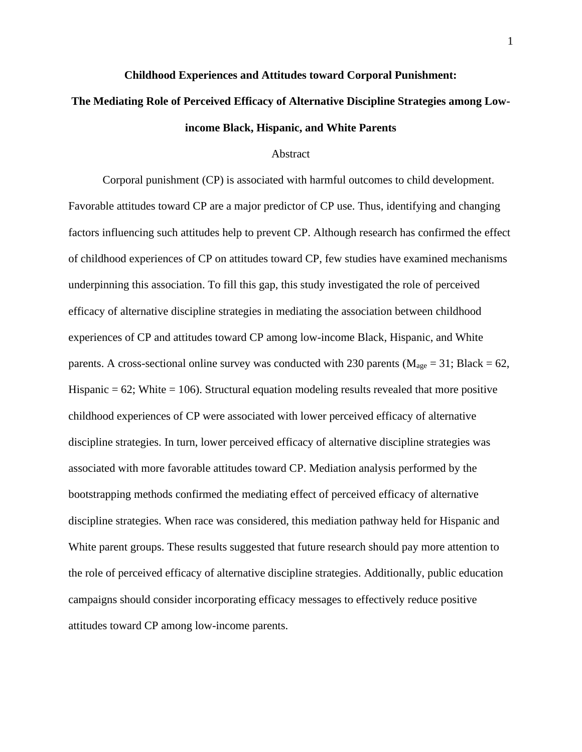# Childhood Experiences and Attitudes toward Corporal Punishment: The Mediating Role of Perceived Efficacy of Alternative Discipline Strategies among Low-income Black, Hispanic, and White Parents

## Abstract

Corporal punishment (CP) is associated with harmful outcomes to child development. Favorable attitudes toward CP are a major predictor of CP use. Thus, identifying and changing factors influencing such attitudes help to prevent CP. Although research has confirmed the effect of childhood experiences of CP on attitudes toward CP, few studies have examined mechanisms underpinning this association. To fill this gap, this study investigated the role of perceived efficacy of alternative discipline strategies in mediating the association between childhood experiences of CP and attitudes toward CP among low-income Black, Hispanic, and White parents. A cross-sectional online survey was conducted with 230 parents ($M_{age}$ = 31; Black = 62, Hispanic = 62; White = 106). Structural equation modeling results revealed that more positive childhood experiences of CP were associated with lower perceived efficacy of alternative discipline strategies. In turn, lower perceived efficacy of alternative discipline strategies was associated with more favorable attitudes toward CP. Mediation analysis performed by the bootstrapping methods confirmed the mediating effect of perceived efficacy of alternative discipline strategies. When race was considered, this mediation pathway held for Hispanic and White parent groups. These results suggested that future research should pay more attention to the role of perceived efficacy of alternative discipline strategies. Additionally, public education campaigns should consider incorporating efficacy messages to effectively reduce positive attitudes toward CP among low-income parents.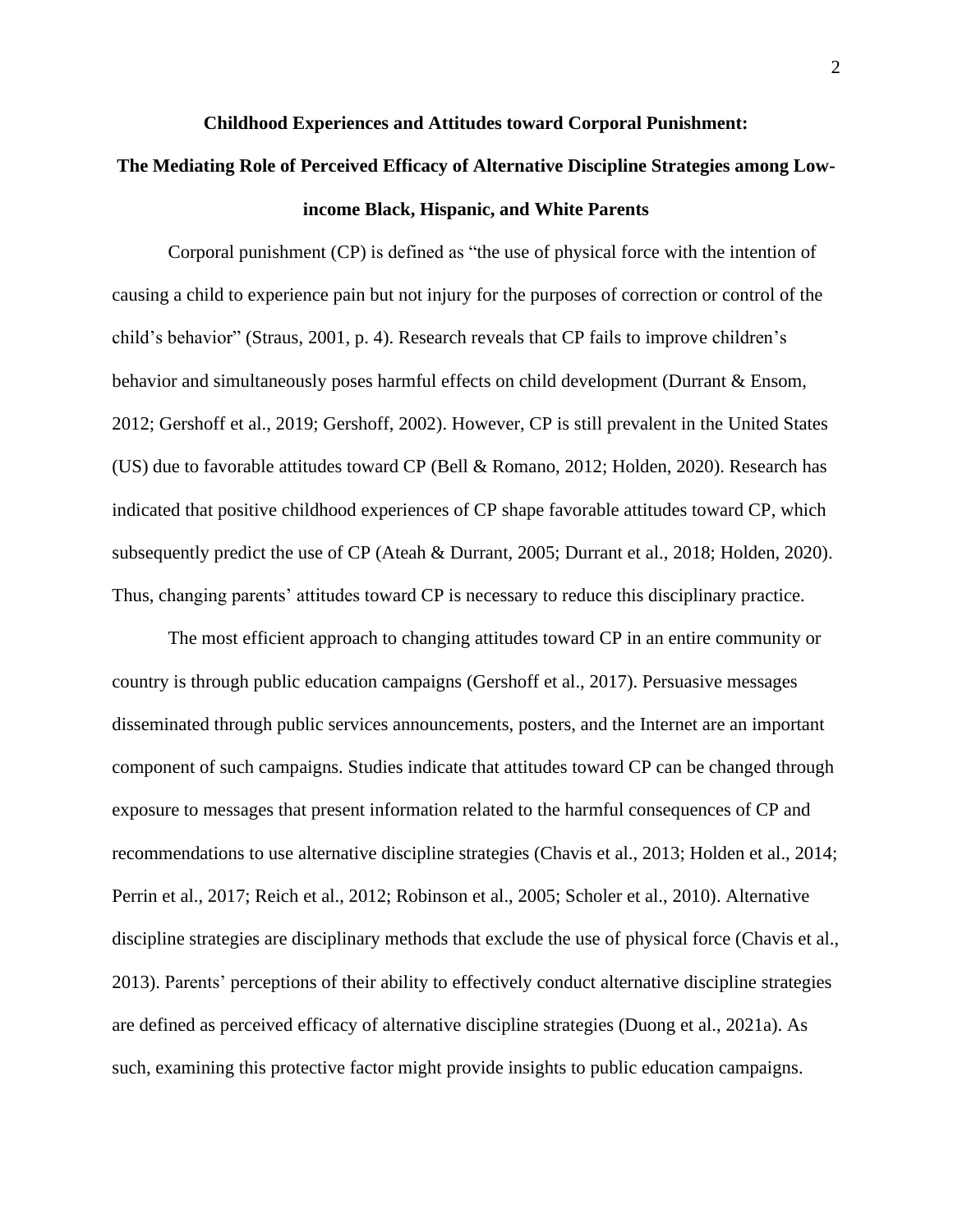**Childhood Experiences and Attitudes toward Corporal Punishment: The Mediating Role of Perceived Efficacy of Alternative Discipline Strategies among Low-income Black, Hispanic, and White Parents**

Corporal punishment (CP) is defined as "the use of physical force with the intention of causing a child to experience pain but not injury for the purposes of correction or control of the child's behavior" (Straus, 2001, p. 4). Research reveals that CP fails to improve children's behavior and simultaneously poses harmful effects on child development (Durrant & Ensom, 2012; Gershoff et al., 2019; Gershoff, 2002). However, CP is still prevalent in the United States (US) due to favorable attitudes toward CP (Bell & Romano, 2012; Holden, 2020). Research has indicated that positive childhood experiences of CP shape favorable attitudes toward CP, which subsequently predict the use of CP (Ateah & Durrant, 2005; Durrant et al., 2018; Holden, 2020). Thus, changing parents' attitudes toward CP is necessary to reduce this disciplinary practice.

The most efficient approach to changing attitudes toward CP in an entire community or country is through public education campaigns (Gershoff et al., 2017). Persuasive messages disseminated through public services announcements, posters, and the Internet are an important component of such campaigns. Studies indicate that attitudes toward CP can be changed through exposure to messages that present information related to the harmful consequences of CP and recommendations to use alternative discipline strategies (Chavis et al., 2013; Holden et al., 2014; Perrin et al., 2017; Reich et al., 2012; Robinson et al., 2005; Scholer et al., 2010). Alternative discipline strategies are disciplinary methods that exclude the use of physical force (Chavis et al., 2013). Parents' perceptions of their ability to effectively conduct alternative discipline strategies are defined as perceived efficacy of alternative discipline strategies (Duong et al., 2021a). As such, examining this protective factor might provide insights to public education campaigns.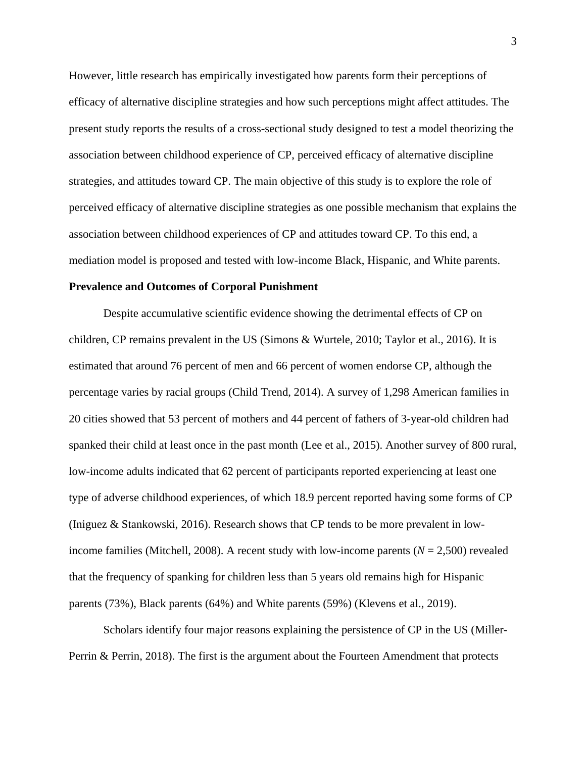However, little research has empirically investigated how parents form their perceptions of efficacy of alternative discipline strategies and how such perceptions might affect attitudes. The present study reports the results of a cross-sectional study designed to test a model theorizing the association between childhood experience of CP, perceived efficacy of alternative discipline strategies, and attitudes toward CP. The main objective of this study is to explore the role of perceived efficacy of alternative discipline strategies as one possible mechanism that explains the association between childhood experiences of CP and attitudes toward CP. To this end, a mediation model is proposed and tested with low-income Black, Hispanic, and White parents.

**Prevalence and Outcomes of Corporal Punishment**

Despite accumulative scientific evidence showing the detrimental effects of CP on children, CP remains prevalent in the US (Simons & Wurtele, 2010; Taylor et al., 2016). It is estimated that around 76 percent of men and 66 percent of women endorse CP, although the percentage varies by racial groups (Child Trend, 2014). A survey of 1,298 American families in 20 cities showed that 53 percent of mothers and 44 percent of fathers of 3-year-old children had spanked their child at least once in the past month (Lee et al., 2015). Another survey of 800 rural, low-income adults indicated that 62 percent of participants reported experiencing at least one type of adverse childhood experiences, of which 18.9 percent reported having some forms of CP (Iniguez & Stankowski, 2016). Research shows that CP tends to be more prevalent in low-income families (Mitchell, 2008). A recent study with low-income parents ($N$ = 2,500) revealed that the frequency of spanking for children less than 5 years old remains high for Hispanic parents (73%), Black parents (64%) and White parents (59%) (Klevens et al., 2019).

Scholars identify four major reasons explaining the persistence of CP in the US (Miller-Perrin & Perrin, 2018). The first is the argument about the Fourteen Amendment that protects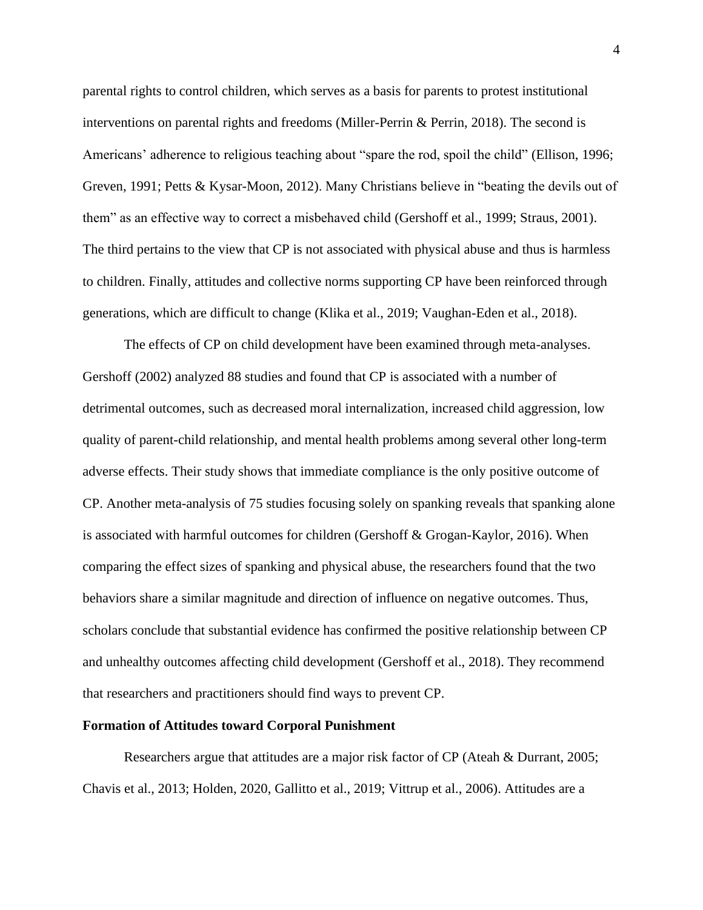parental rights to control children, which serves as a basis for parents to protest institutional interventions on parental rights and freedoms (Miller-Perrin & Perrin, 2018). The second is Americans' adherence to religious teaching about "spare the rod, spoil the child" (Ellison, 1996; Greven, 1991; Petts & Kysar-Moon, 2012). Many Christians believe in "beating the devils out of them" as an effective way to correct a misbehaved child (Gershoff et al., 1999; Straus, 2001). The third pertains to the view that CP is not associated with physical abuse and thus is harmless to children. Finally, attitudes and collective norms supporting CP have been reinforced through generations, which are difficult to change (Klika et al., 2019; Vaughan-Eden et al., 2018).

The effects of CP on child development have been examined through meta-analyses. Gershoff (2002) analyzed 88 studies and found that CP is associated with a number of detrimental outcomes, such as decreased moral internalization, increased child aggression, low quality of parent-child relationship, and mental health problems among several other long-term adverse effects. Their study shows that immediate compliance is the only positive outcome of CP. Another meta-analysis of 75 studies focusing solely on spanking reveals that spanking alone is associated with harmful outcomes for children (Gershoff & Grogan-Kaylor, 2016). When comparing the effect sizes of spanking and physical abuse, the researchers found that the two behaviors share a similar magnitude and direction of influence on negative outcomes. Thus, scholars conclude that substantial evidence has confirmed the positive relationship between CP and unhealthy outcomes affecting child development (Gershoff et al., 2018). They recommend that researchers and practitioners should find ways to prevent CP.

**Formation of Attitudes toward Corporal Punishment**

Researchers argue that attitudes are a major risk factor of CP (Ateah & Durrant, 2005; Chavis et al., 2013; Holden, 2020, Gallitto et al., 2019; Vittrup et al., 2006). Attitudes are a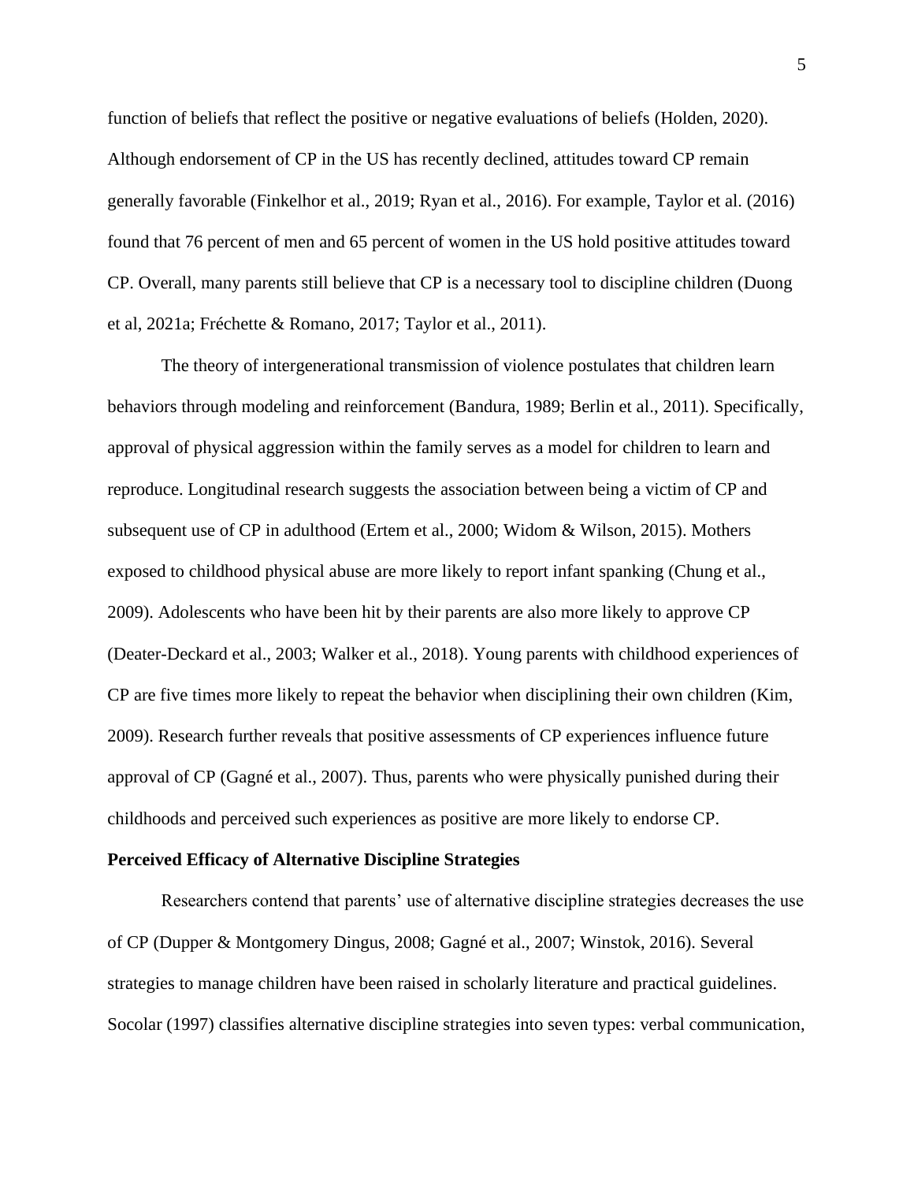function of beliefs that reflect the positive or negative evaluations of beliefs (Holden, 2020). Although endorsement of CP in the US has recently declined, attitudes toward CP remain generally favorable (Finkelhor et al., 2019; Ryan et al., 2016). For example, Taylor et al. (2016) found that 76 percent of men and 65 percent of women in the US hold positive attitudes toward CP. Overall, many parents still believe that CP is a necessary tool to discipline children (Duong et al, 2021a; Fréchette & Romano, 2017; Taylor et al., 2011).

The theory of intergenerational transmission of violence postulates that children learn behaviors through modeling and reinforcement (Bandura, 1989; Berlin et al., 2011). Specifically, approval of physical aggression within the family serves as a model for children to learn and reproduce. Longitudinal research suggests the association between being a victim of CP and subsequent use of CP in adulthood (Ertem et al., 2000; Widom & Wilson, 2015). Mothers exposed to childhood physical abuse are more likely to report infant spanking (Chung et al., 2009). Adolescents who have been hit by their parents are also more likely to approve CP (Deater-Deckard et al., 2003; Walker et al., 2018). Young parents with childhood experiences of CP are five times more likely to repeat the behavior when disciplining their own children (Kim, 2009). Research further reveals that positive assessments of CP experiences influence future approval of CP (Gagné et al., 2007). Thus, parents who were physically punished during their childhoods and perceived such experiences as positive are more likely to endorse CP.

**Perceived Efficacy of Alternative Discipline Strategies**

Researchers contend that parents' use of alternative discipline strategies decreases the use of CP (Dupper & Montgomery Dingus, 2008; Gagné et al., 2007; Winstok, 2016). Several strategies to manage children have been raised in scholarly literature and practical guidelines. Socolar (1997) classifies alternative discipline strategies into seven types: verbal communication,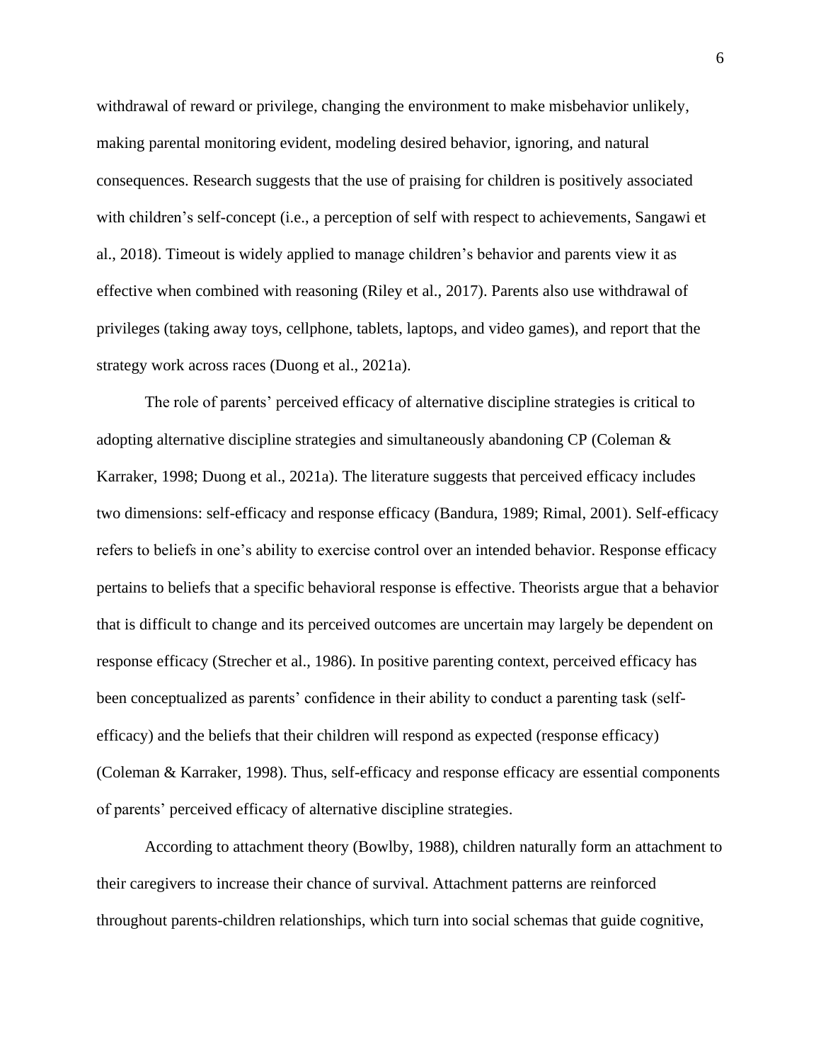withdrawal of reward or privilege, changing the environment to make misbehavior unlikely, making parental monitoring evident, modeling desired behavior, ignoring, and natural consequences. Research suggests that the use of praising for children is positively associated with children's self-concept (i.e., a perception of self with respect to achievements, Sangawi et al., 2018). Timeout is widely applied to manage children's behavior and parents view it as effective when combined with reasoning (Riley et al., 2017). Parents also use withdrawal of privileges (taking away toys, cellphone, tablets, laptops, and video games), and report that the strategy work across races (Duong et al., 2021a).

The role of parents' perceived efficacy of alternative discipline strategies is critical to adopting alternative discipline strategies and simultaneously abandoning CP (Coleman & Karraker, 1998; Duong et al., 2021a). The literature suggests that perceived efficacy includes two dimensions: self-efficacy and response efficacy (Bandura, 1989; Rimal, 2001). Self-efficacy refers to beliefs in one's ability to exercise control over an intended behavior. Response efficacy pertains to beliefs that a specific behavioral response is effective. Theorists argue that a behavior that is difficult to change and its perceived outcomes are uncertain may largely be dependent on response efficacy (Strecher et al., 1986). In positive parenting context, perceived efficacy has been conceptualized as parents' confidence in their ability to conduct a parenting task (self-efficacy) and the beliefs that their children will respond as expected (response efficacy) (Coleman & Karraker, 1998). Thus, self-efficacy and response efficacy are essential components of parents' perceived efficacy of alternative discipline strategies.

According to attachment theory (Bowlby, 1988), children naturally form an attachment to their caregivers to increase their chance of survival. Attachment patterns are reinforced throughout parents-children relationships, which turn into social schemas that guide cognitive,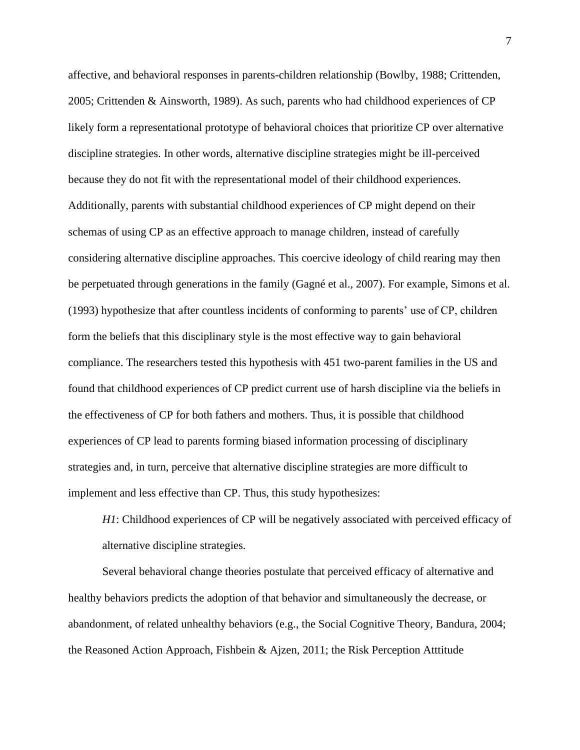affective, and behavioral responses in parents-children relationship (Bowlby, 1988; Crittenden, 2005; Crittenden & Ainsworth, 1989). As such, parents who had childhood experiences of CP likely form a representational prototype of behavioral choices that prioritize CP over alternative discipline strategies. In other words, alternative discipline strategies might be ill-perceived because they do not fit with the representational model of their childhood experiences. Additionally, parents with substantial childhood experiences of CP might depend on their schemas of using CP as an effective approach to manage children, instead of carefully considering alternative discipline approaches. This coercive ideology of child rearing may then be perpetuated through generations in the family (Gagné et al., 2007). For example, Simons et al. (1993) hypothesize that after countless incidents of conforming to parents' use of CP, children form the beliefs that this disciplinary style is the most effective way to gain behavioral compliance. The researchers tested this hypothesis with 451 two-parent families in the US and found that childhood experiences of CP predict current use of harsh discipline via the beliefs in the effectiveness of CP for both fathers and mothers. Thus, it is possible that childhood experiences of CP lead to parents forming biased information processing of disciplinary strategies and, in turn, perceive that alternative discipline strategies are more difficult to implement and less effective than CP. Thus, this study hypothesizes:

*H1*: Childhood experiences of CP will be negatively associated with perceived efficacy of alternative discipline strategies.

Several behavioral change theories postulate that perceived efficacy of alternative and healthy behaviors predicts the adoption of that behavior and simultaneously the decrease, or abandonment, of related unhealthy behaviors (e.g., the Social Cognitive Theory, Bandura, 2004; the Reasoned Action Approach, Fishbein & Ajzen, 2011; the Risk Perception Atttitude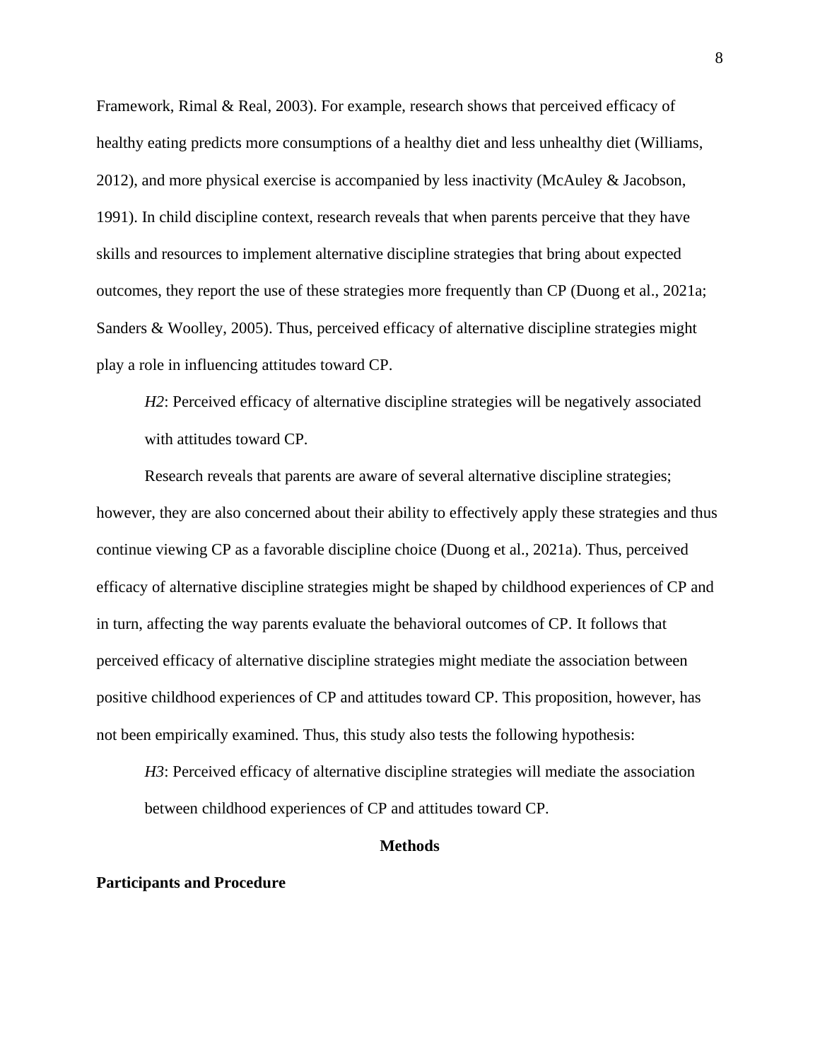Framework, Rimal & Real, 2003). For example, research shows that perceived efficacy of healthy eating predicts more consumptions of a healthy diet and less unhealthy diet (Williams, 2012), and more physical exercise is accompanied by less inactivity (McAuley & Jacobson, 1991). In child discipline context, research reveals that when parents perceive that they have skills and resources to implement alternative discipline strategies that bring about expected outcomes, they report the use of these strategies more frequently than CP (Duong et al., 2021a; Sanders & Woolley, 2005). Thus, perceived efficacy of alternative discipline strategies might play a role in influencing attitudes toward CP.

*H2*: Perceived efficacy of alternative discipline strategies will be negatively associated with attitudes toward CP.

Research reveals that parents are aware of several alternative discipline strategies; however, they are also concerned about their ability to effectively apply these strategies and thus continue viewing CP as a favorable discipline choice (Duong et al., 2021a). Thus, perceived efficacy of alternative discipline strategies might be shaped by childhood experiences of CP and in turn, affecting the way parents evaluate the behavioral outcomes of CP. It follows that perceived efficacy of alternative discipline strategies might mediate the association between positive childhood experiences of CP and attitudes toward CP. This proposition, however, has not been empirically examined. Thus, this study also tests the following hypothesis:

*H3*: Perceived efficacy of alternative discipline strategies will mediate the association between childhood experiences of CP and attitudes toward CP.

# Methods

## Participants and Procedure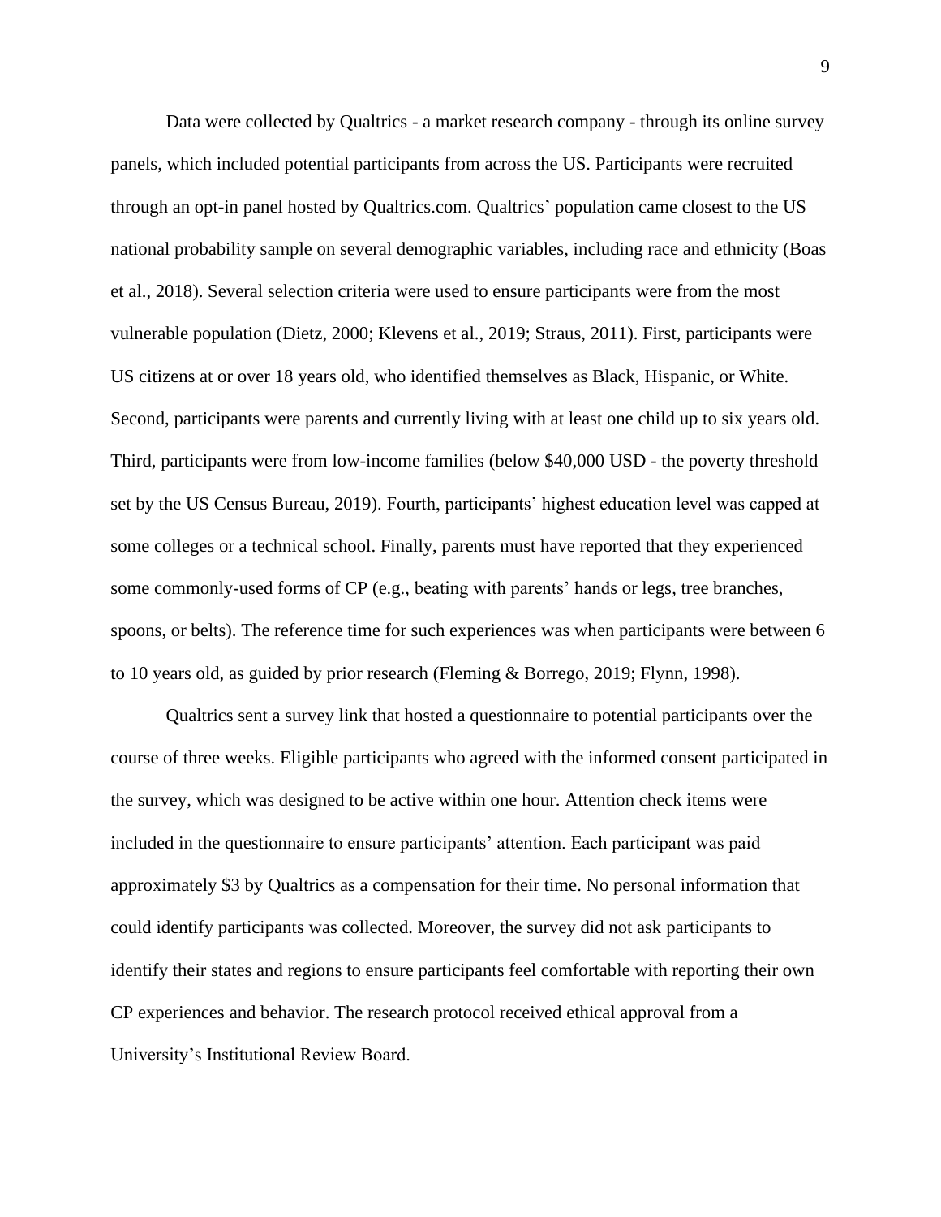Data were collected by Qualtrics - a market research company - through its online survey panels, which included potential participants from across the US. Participants were recruited through an opt-in panel hosted by Qualtrics.com. Qualtrics' population came closest to the US national probability sample on several demographic variables, including race and ethnicity (Boas et al., 2018). Several selection criteria were used to ensure participants were from the most vulnerable population (Dietz, 2000; Klevens et al., 2019; Straus, 2011). First, participants were US citizens at or over 18 years old, who identified themselves as Black, Hispanic, or White. Second, participants were parents and currently living with at least one child up to six years old. Third, participants were from low-income families (below $40,000 USD - the poverty threshold set by the US Census Bureau, 2019). Fourth, participants' highest education level was capped at some colleges or a technical school. Finally, parents must have reported that they experienced some commonly-used forms of CP (e.g., beating with parents' hands or legs, tree branches, spoons, or belts). The reference time for such experiences was when participants were between 6 to 10 years old, as guided by prior research (Fleming & Borrego, 2019; Flynn, 1998).

Qualtrics sent a survey link that hosted a questionnaire to potential participants over the course of three weeks. Eligible participants who agreed with the informed consent participated in the survey, which was designed to be active within one hour. Attention check items were included in the questionnaire to ensure participants' attention. Each participant was paid approximately $3 by Qualtrics as a compensation for their time. No personal information that could identify participants was collected. Moreover, the survey did not ask participants to identify their states and regions to ensure participants feel comfortable with reporting their own CP experiences and behavior. The research protocol received ethical approval from a University's Institutional Review Board.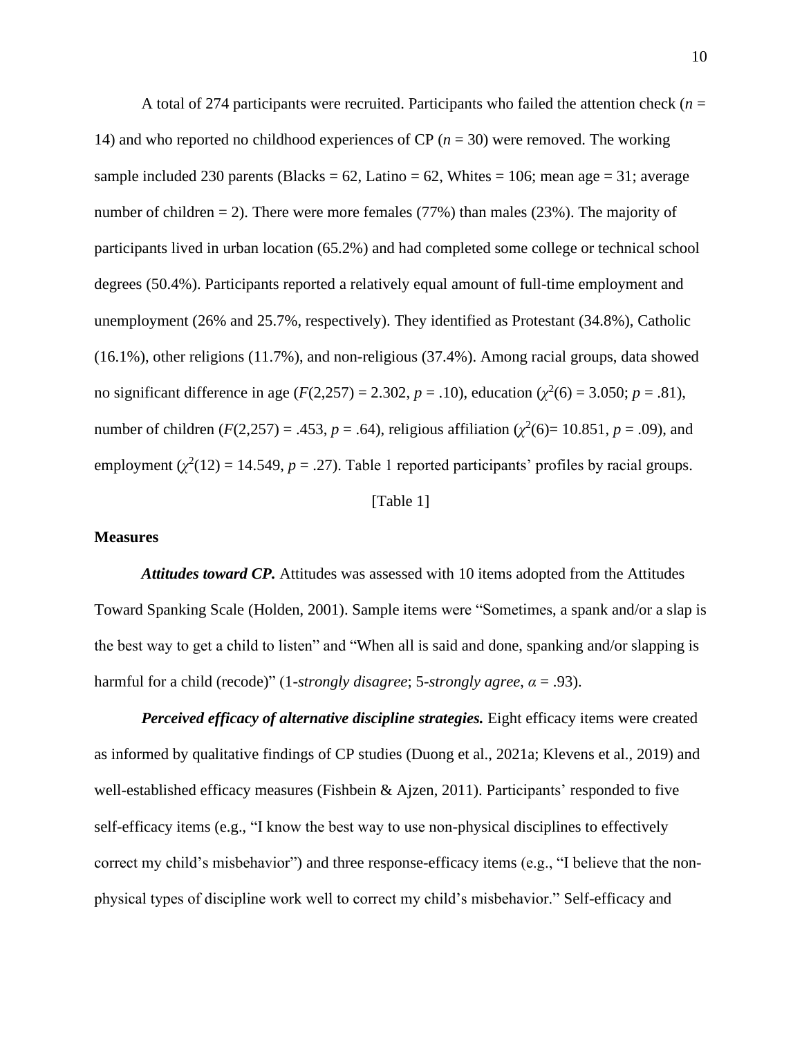A total of 274 participants were recruited. Participants who failed the attention check ($n$ = 14) and who reported no childhood experiences of CP ($n$ = 30) were removed. The working sample included 230 parents (Blacks = 62, Latino = 62, Whites = 106; mean age = 31; average number of children = 2). There were more females (77%) than males (23%). The majority of participants lived in urban location (65.2%) and had completed some college or technical school degrees (50.4%). Participants reported a relatively equal amount of full-time employment and unemployment (26% and 25.7%, respectively). They identified as Protestant (34.8%), Catholic (16.1%), other religions (11.7%), and non-religious (37.4%). Among racial groups, data showed no significant difference in age ($F$(2,257) = 2.302, $p$ = .10), education ($\chi^2$(6) = 3.050; $p$ = .81), number of children ($F$(2,257) = .453, $p$ = .64), religious affiliation ($\chi^2$(6)= 10.851, $p$ = .09), and employment ($\chi^2$(12) = 14.549, $p$ = .27). Table 1 reported participants' profiles by racial groups.

[Table 1]

**Measures**

***Attitudes toward CP.*** Attitudes was assessed with 10 items adopted from the Attitudes Toward Spanking Scale (Holden, 2001). Sample items were "Sometimes, a spank and/or a slap is the best way to get a child to listen" and "When all is said and done, spanking and/or slapping is harmful for a child (recode)" (1-*strongly disagree*; 5-*strongly agree*, $\alpha$ = .93).

***Perceived efficacy of alternative discipline strategies.*** Eight efficacy items were created as informed by qualitative findings of CP studies (Duong et al., 2021a; Klevens et al., 2019) and well-established efficacy measures (Fishbein & Ajzen, 2011). Participants' responded to five self-efficacy items (e.g., "I know the best way to use non-physical disciplines to effectively correct my child's misbehavior") and three response-efficacy items (e.g., "I believe that the non-physical types of discipline work well to correct my child's misbehavior." Self-efficacy and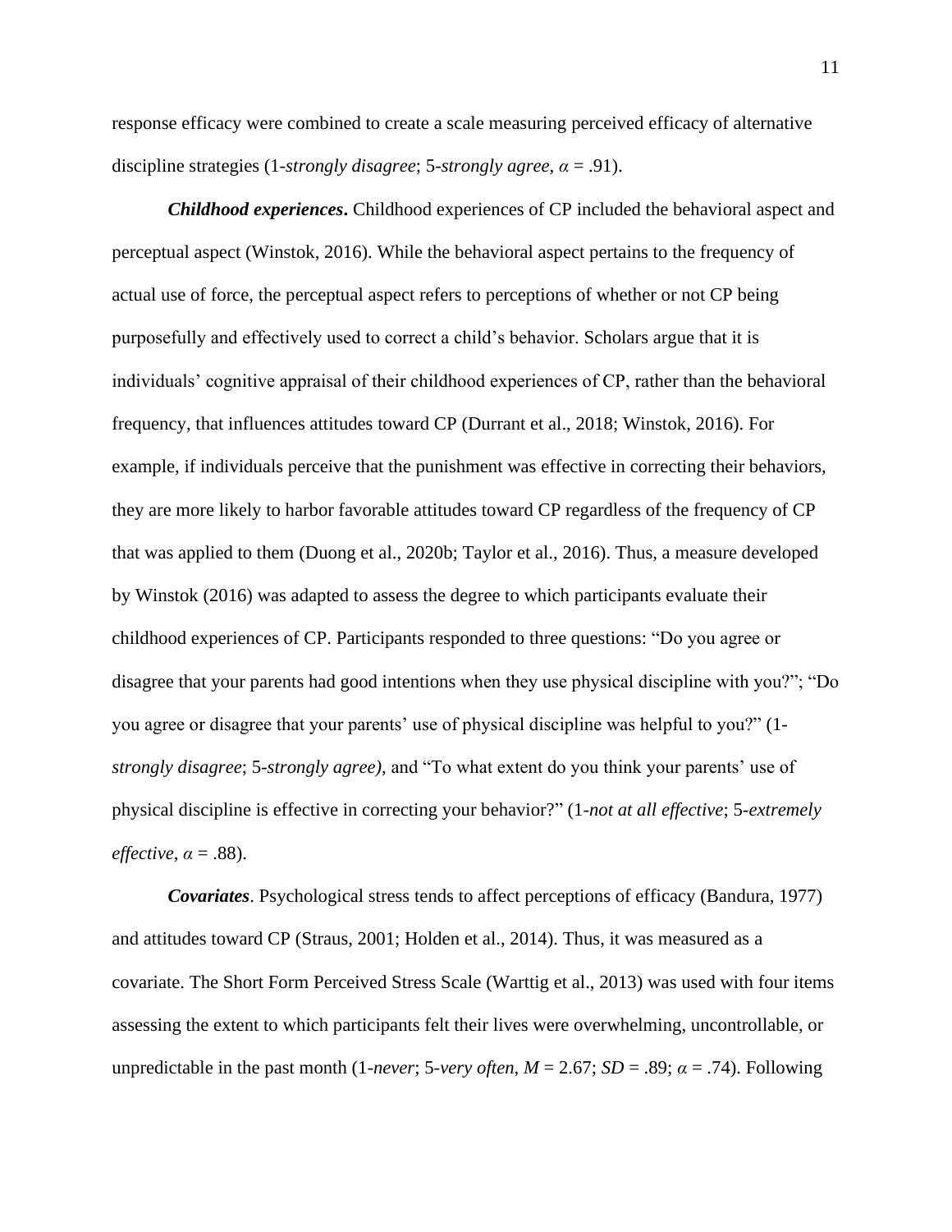response efficacy were combined to create a scale measuring perceived efficacy of alternative discipline strategies (1-*strongly disagree*; 5-*strongly agree*, $\alpha = .91$).

***Childhood experiences*****.** Childhood experiences of CP included the behavioral aspect and perceptual aspect (Winstok, 2016). While the behavioral aspect pertains to the frequency of actual use of force, the perceptual aspect refers to perceptions of whether or not CP being purposefully and effectively used to correct a child's behavior. Scholars argue that it is individuals' cognitive appraisal of their childhood experiences of CP, rather than the behavioral frequency, that influences attitudes toward CP (Durrant et al., 2018; Winstok, 2016). For example, if individuals perceive that the punishment was effective in correcting their behaviors, they are more likely to harbor favorable attitudes toward CP regardless of the frequency of CP that was applied to them (Duong et al., 2020b; Taylor et al., 2016). Thus, a measure developed by Winstok (2016) was adapted to assess the degree to which participants evaluate their childhood experiences of CP. Participants responded to three questions: "Do you agree or disagree that your parents had good intentions when they use physical discipline with you?"; "Do you agree or disagree that your parents' use of physical discipline was helpful to you?" (1-*strongly disagree*; 5-*strongly agree)*, and "To what extent do you think your parents' use of physical discipline is effective in correcting your behavior?" (1-*not at all effective*; 5-*extremely effective*, $\alpha = .88$).

***Covariates***. Psychological stress tends to affect perceptions of efficacy (Bandura, 1977) and attitudes toward CP (Straus, 2001; Holden et al., 2014). Thus, it was measured as a covariate. The Short Form Perceived Stress Scale (Warttig et al., 2013) was used with four items assessing the extent to which participants felt their lives were overwhelming, uncontrollable, or unpredictable in the past month (1-*never*; 5-*very often*, $M = 2.67$; $SD = .89$; $\alpha = .74$). Following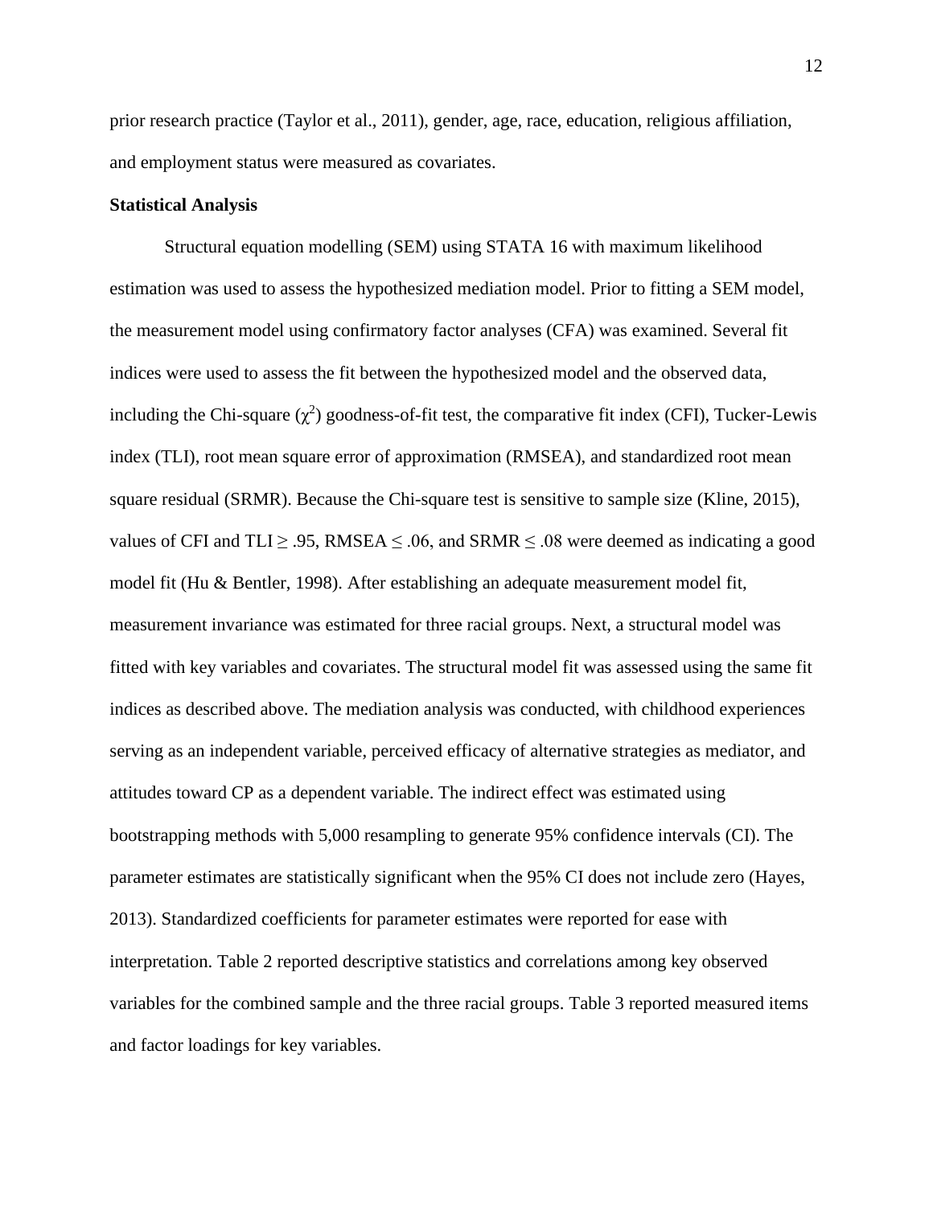prior research practice (Taylor et al., 2011), gender, age, race, education, religious affiliation, and employment status were measured as covariates.

**Statistical Analysis**

Structural equation modelling (SEM) using STATA 16 with maximum likelihood estimation was used to assess the hypothesized mediation model. Prior to fitting a SEM model, the measurement model using confirmatory factor analyses (CFA) was examined. Several fit indices were used to assess the fit between the hypothesized model and the observed data, including the Chi-square ($\chi^2$) goodness-of-fit test, the comparative fit index (CFI), Tucker-Lewis index (TLI), root mean square error of approximation (RMSEA), and standardized root mean square residual (SRMR). Because the Chi-square test is sensitive to sample size (Kline, 2015), values of CFI and TLI $\geq$ .95, RMSEA $\leq$ .06, and SRMR $\leq$ .08 were deemed as indicating a good model fit (Hu & Bentler, 1998). After establishing an adequate measurement model fit, measurement invariance was estimated for three racial groups. Next, a structural model was fitted with key variables and covariates. The structural model fit was assessed using the same fit indices as described above. The mediation analysis was conducted, with childhood experiences serving as an independent variable, perceived efficacy of alternative strategies as mediator, and attitudes toward CP as a dependent variable. The indirect effect was estimated using bootstrapping methods with 5,000 resampling to generate 95% confidence intervals (CI). The parameter estimates are statistically significant when the 95% CI does not include zero (Hayes, 2013). Standardized coefficients for parameter estimates were reported for ease with interpretation. Table 2 reported descriptive statistics and correlations among key observed variables for the combined sample and the three racial groups. Table 3 reported measured items and factor loadings for key variables.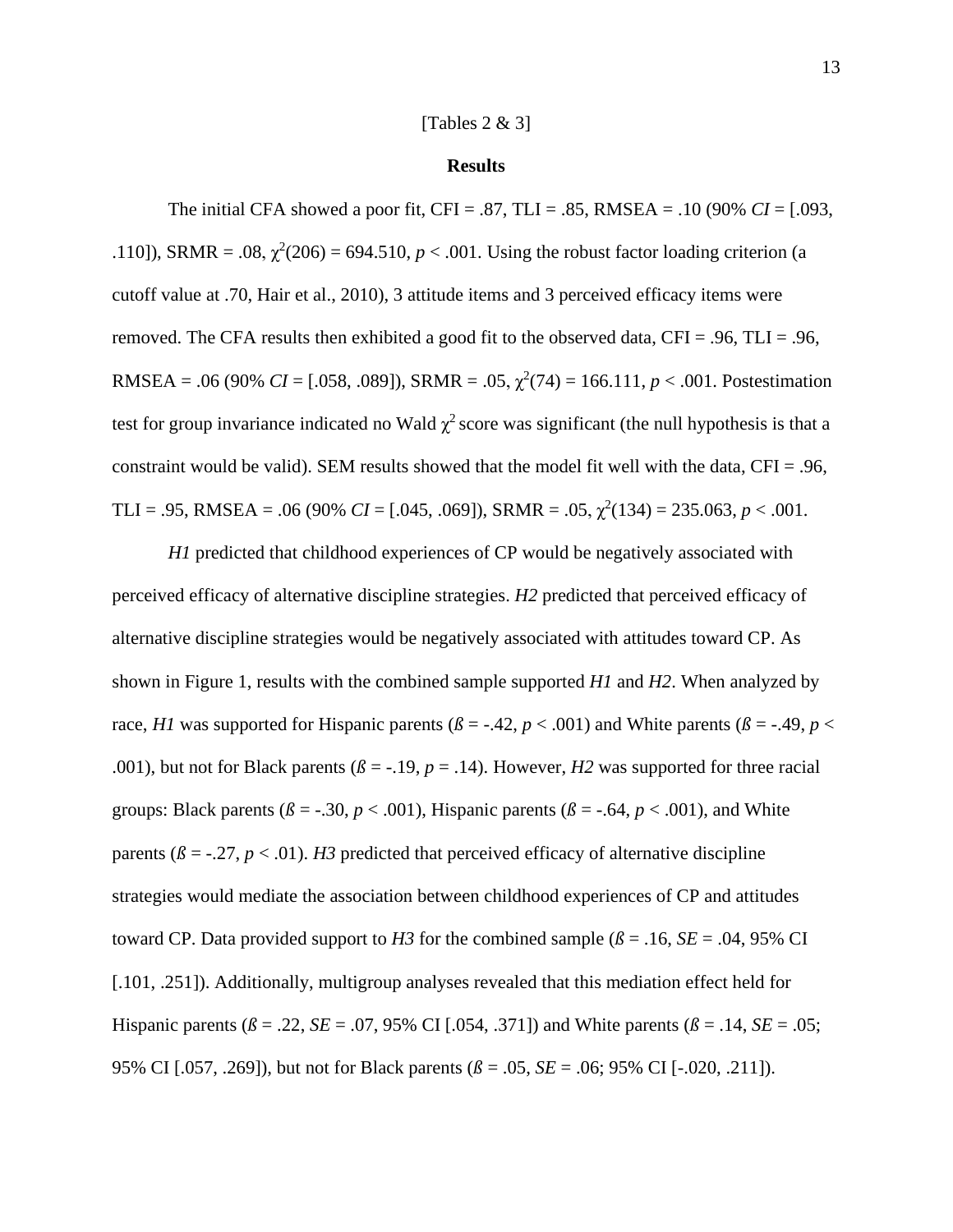[Tables 2 & 3]

## Results

The initial CFA showed a poor fit, CFI = .87, TLI = .85, RMSEA = .10 (90% *CI* = [.093, .110]), SRMR = .08, $\chi^2(206) = 694.510$, $p < .001$. Using the robust factor loading criterion (a cutoff value at .70, Hair et al., 2010), 3 attitude items and 3 perceived efficacy items were removed. The CFA results then exhibited a good fit to the observed data, CFI = .96, TLI = .96, RMSEA = .06 (90% *CI* = [.058, .089]), SRMR = .05, $\chi^2(74) = 166.111$, $p < .001$. Postestimation test for group invariance indicated no Wald $\chi^2$ score was significant (the null hypothesis is that a constraint would be valid). SEM results showed that the model fit well with the data, CFI = .96, TLI = .95, RMSEA = .06 (90% *CI* = [.045, .069]), SRMR = .05, $\chi^2(134) = 235.063$, $p < .001$.

*H1* predicted that childhood experiences of CP would be negatively associated with perceived efficacy of alternative discipline strategies. *H2* predicted that perceived efficacy of alternative discipline strategies would be negatively associated with attitudes toward CP. As shown in Figure 1, results with the combined sample supported *H1* and *H2*. When analyzed by race, *H1* was supported for Hispanic parents ($ß = -.42$, $p < .001$) and White parents ($ß = -.49$, $p < .001$), but not for Black parents ($ß = -.19$, $p = .14$). However, *H2* was supported for three racial groups: Black parents ($ß = -.30$, $p < .001$), Hispanic parents ($ß = -.64$, $p < .001$), and White parents ($ß = -.27$, $p < .01$). *H3* predicted that perceived efficacy of alternative discipline strategies would mediate the association between childhood experiences of CP and attitudes toward CP. Data provided support to *H3* for the combined sample ($ß = .16$, *SE* = .04, 95% CI [.101, .251]). Additionally, multigroup analyses revealed that this mediation effect held for Hispanic parents ($ß = .22$, *SE* = .07, 95% CI [.054, .371]) and White parents ($ß = .14$, *SE* = .05; 95% CI [.057, .269]), but not for Black parents ($ß = .05$, *SE* = .06; 95% CI [-.020, .211]).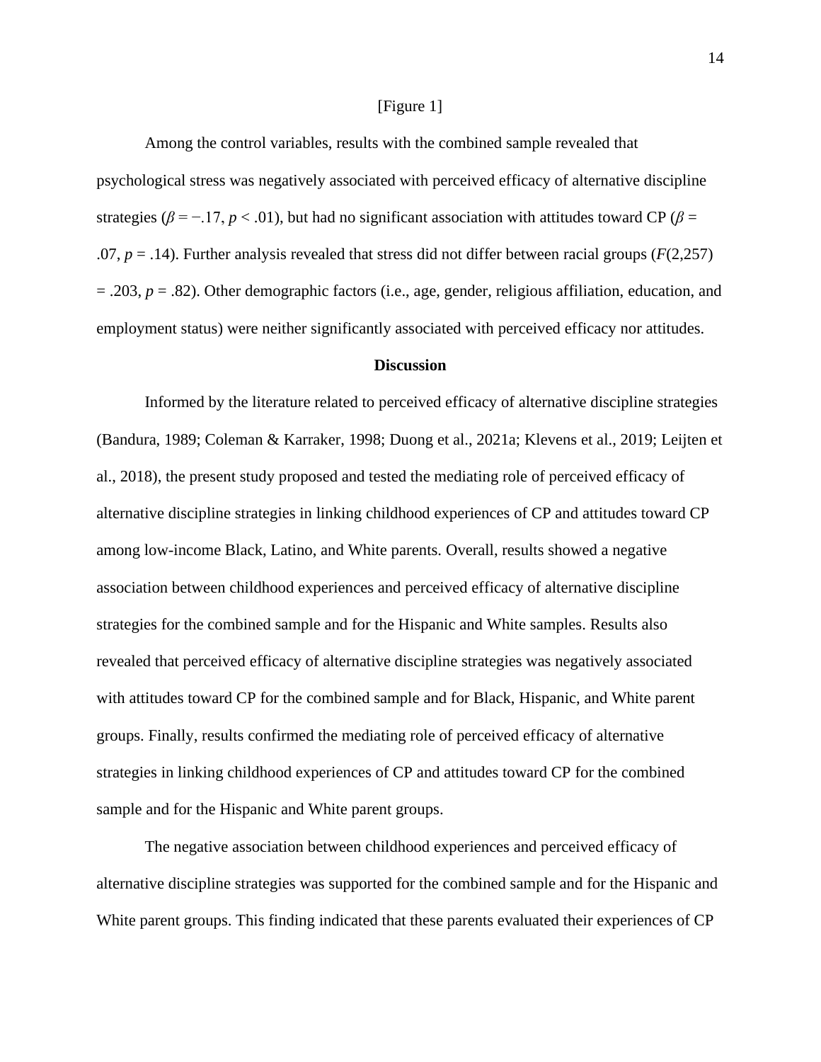[Figure 1]

Among the control variables, results with the combined sample revealed that psychological stress was negatively associated with perceived efficacy of alternative discipline strategies ($\beta = -.17$, $p < .01$), but had no significant association with attitudes toward CP ($\beta = .07$, $p = .14$). Further analysis revealed that stress did not differ between racial groups ($F(2,257) = .203$, $p = .82$). Other demographic factors (i.e., age, gender, religious affiliation, education, and employment status) were neither significantly associated with perceived efficacy nor attitudes.

## Discussion

Informed by the literature related to perceived efficacy of alternative discipline strategies (Bandura, 1989; Coleman & Karraker, 1998; Duong et al., 2021a; Klevens et al., 2019; Leijten et al., 2018), the present study proposed and tested the mediating role of perceived efficacy of alternative discipline strategies in linking childhood experiences of CP and attitudes toward CP among low-income Black, Latino, and White parents. Overall, results showed a negative association between childhood experiences and perceived efficacy of alternative discipline strategies for the combined sample and for the Hispanic and White samples. Results also revealed that perceived efficacy of alternative discipline strategies was negatively associated with attitudes toward CP for the combined sample and for Black, Hispanic, and White parent groups. Finally, results confirmed the mediating role of perceived efficacy of alternative strategies in linking childhood experiences of CP and attitudes toward CP for the combined sample and for the Hispanic and White parent groups.

The negative association between childhood experiences and perceived efficacy of alternative discipline strategies was supported for the combined sample and for the Hispanic and White parent groups. This finding indicated that these parents evaluated their experiences of CP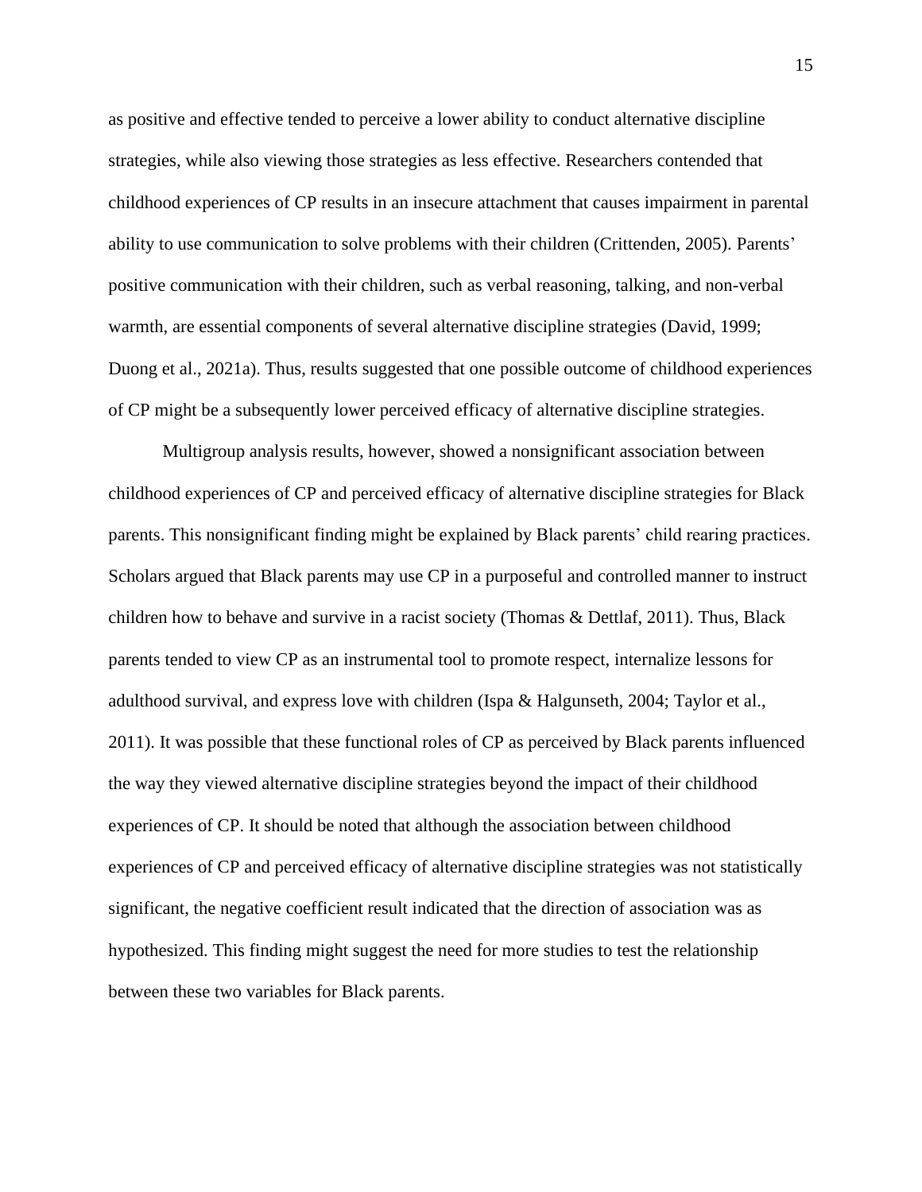as positive and effective tended to perceive a lower ability to conduct alternative discipline strategies, while also viewing those strategies as less effective. Researchers contended that childhood experiences of CP results in an insecure attachment that causes impairment in parental ability to use communication to solve problems with their children (Crittenden, 2005). Parents' positive communication with their children, such as verbal reasoning, talking, and non-verbal warmth, are essential components of several alternative discipline strategies (David, 1999; Duong et al., 2021a). Thus, results suggested that one possible outcome of childhood experiences of CP might be a subsequently lower perceived efficacy of alternative discipline strategies.

Multigroup analysis results, however, showed a nonsignificant association between childhood experiences of CP and perceived efficacy of alternative discipline strategies for Black parents. This nonsignificant finding might be explained by Black parents' child rearing practices. Scholars argued that Black parents may use CP in a purposeful and controlled manner to instruct children how to behave and survive in a racist society (Thomas & Dettlaf, 2011). Thus, Black parents tended to view CP as an instrumental tool to promote respect, internalize lessons for adulthood survival, and express love with children (Ispa & Halgunseth, 2004; Taylor et al., 2011). It was possible that these functional roles of CP as perceived by Black parents influenced the way they viewed alternative discipline strategies beyond the impact of their childhood experiences of CP. It should be noted that although the association between childhood experiences of CP and perceived efficacy of alternative discipline strategies was not statistically significant, the negative coefficient result indicated that the direction of association was as hypothesized. This finding might suggest the need for more studies to test the relationship between these two variables for Black parents.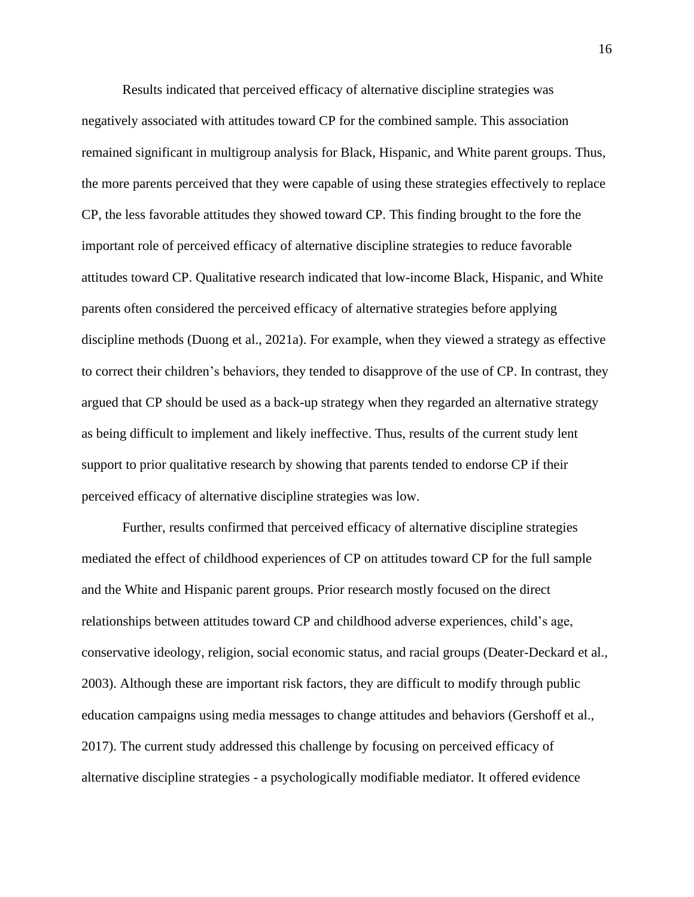Results indicated that perceived efficacy of alternative discipline strategies was negatively associated with attitudes toward CP for the combined sample. This association remained significant in multigroup analysis for Black, Hispanic, and White parent groups. Thus, the more parents perceived that they were capable of using these strategies effectively to replace CP, the less favorable attitudes they showed toward CP. This finding brought to the fore the important role of perceived efficacy of alternative discipline strategies to reduce favorable attitudes toward CP. Qualitative research indicated that low-income Black, Hispanic, and White parents often considered the perceived efficacy of alternative strategies before applying discipline methods (Duong et al., 2021a). For example, when they viewed a strategy as effective to correct their children's behaviors, they tended to disapprove of the use of CP. In contrast, they argued that CP should be used as a back-up strategy when they regarded an alternative strategy as being difficult to implement and likely ineffective. Thus, results of the current study lent support to prior qualitative research by showing that parents tended to endorse CP if their perceived efficacy of alternative discipline strategies was low.

Further, results confirmed that perceived efficacy of alternative discipline strategies mediated the effect of childhood experiences of CP on attitudes toward CP for the full sample and the White and Hispanic parent groups. Prior research mostly focused on the direct relationships between attitudes toward CP and childhood adverse experiences, child's age, conservative ideology, religion, social economic status, and racial groups (Deater-Deckard et al., 2003). Although these are important risk factors, they are difficult to modify through public education campaigns using media messages to change attitudes and behaviors (Gershoff et al., 2017). The current study addressed this challenge by focusing on perceived efficacy of alternative discipline strategies - a psychologically modifiable mediator. It offered evidence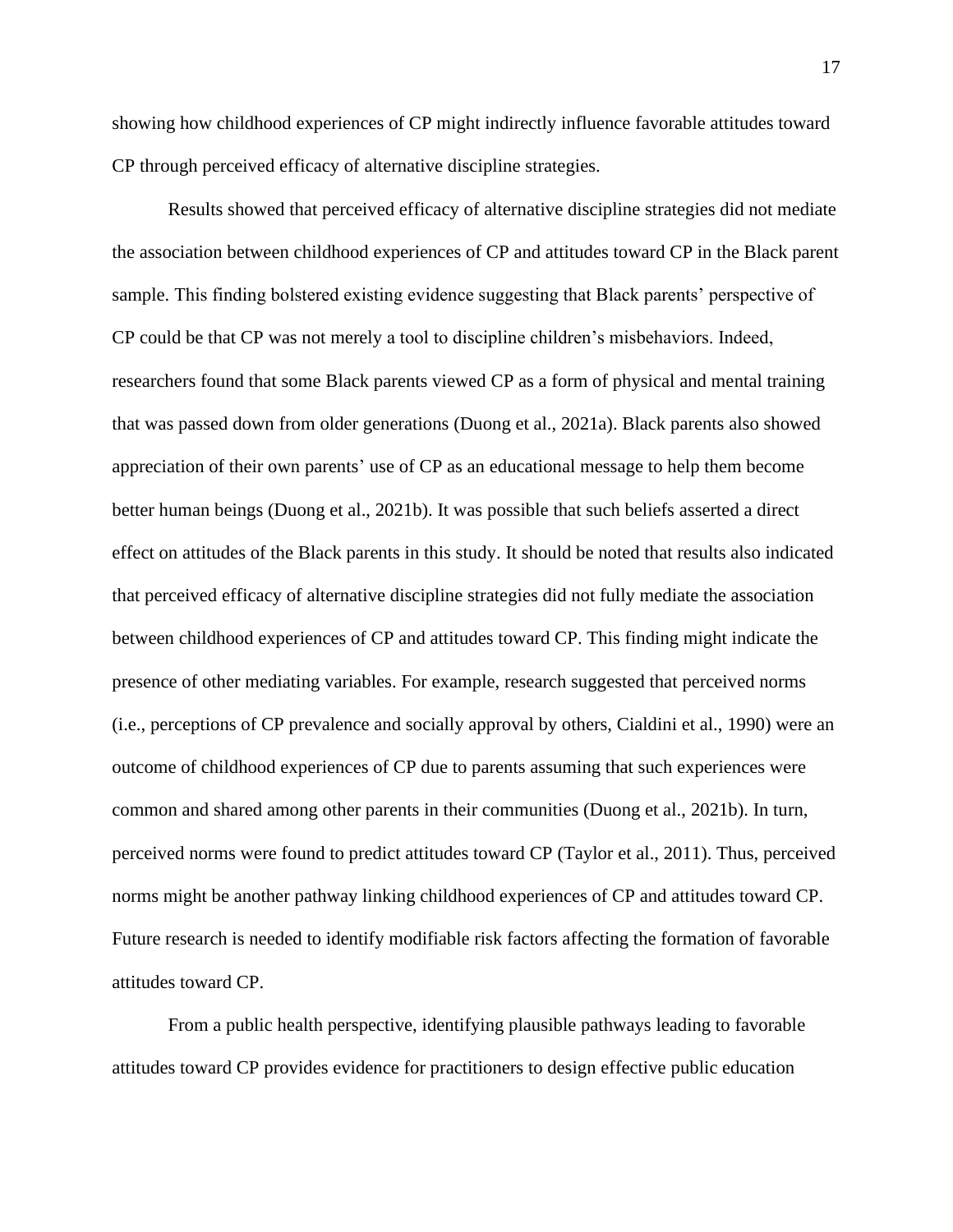showing how childhood experiences of CP might indirectly influence favorable attitudes toward CP through perceived efficacy of alternative discipline strategies.

Results showed that perceived efficacy of alternative discipline strategies did not mediate the association between childhood experiences of CP and attitudes toward CP in the Black parent sample. This finding bolstered existing evidence suggesting that Black parents' perspective of CP could be that CP was not merely a tool to discipline children's misbehaviors. Indeed, researchers found that some Black parents viewed CP as a form of physical and mental training that was passed down from older generations (Duong et al., 2021a). Black parents also showed appreciation of their own parents' use of CP as an educational message to help them become better human beings (Duong et al., 2021b). It was possible that such beliefs asserted a direct effect on attitudes of the Black parents in this study. It should be noted that results also indicated that perceived efficacy of alternative discipline strategies did not fully mediate the association between childhood experiences of CP and attitudes toward CP. This finding might indicate the presence of other mediating variables. For example, research suggested that perceived norms (i.e., perceptions of CP prevalence and socially approval by others, Cialdini et al., 1990) were an outcome of childhood experiences of CP due to parents assuming that such experiences were common and shared among other parents in their communities (Duong et al., 2021b). In turn, perceived norms were found to predict attitudes toward CP (Taylor et al., 2011). Thus, perceived norms might be another pathway linking childhood experiences of CP and attitudes toward CP. Future research is needed to identify modifiable risk factors affecting the formation of favorable attitudes toward CP.

From a public health perspective, identifying plausible pathways leading to favorable attitudes toward CP provides evidence for practitioners to design effective public education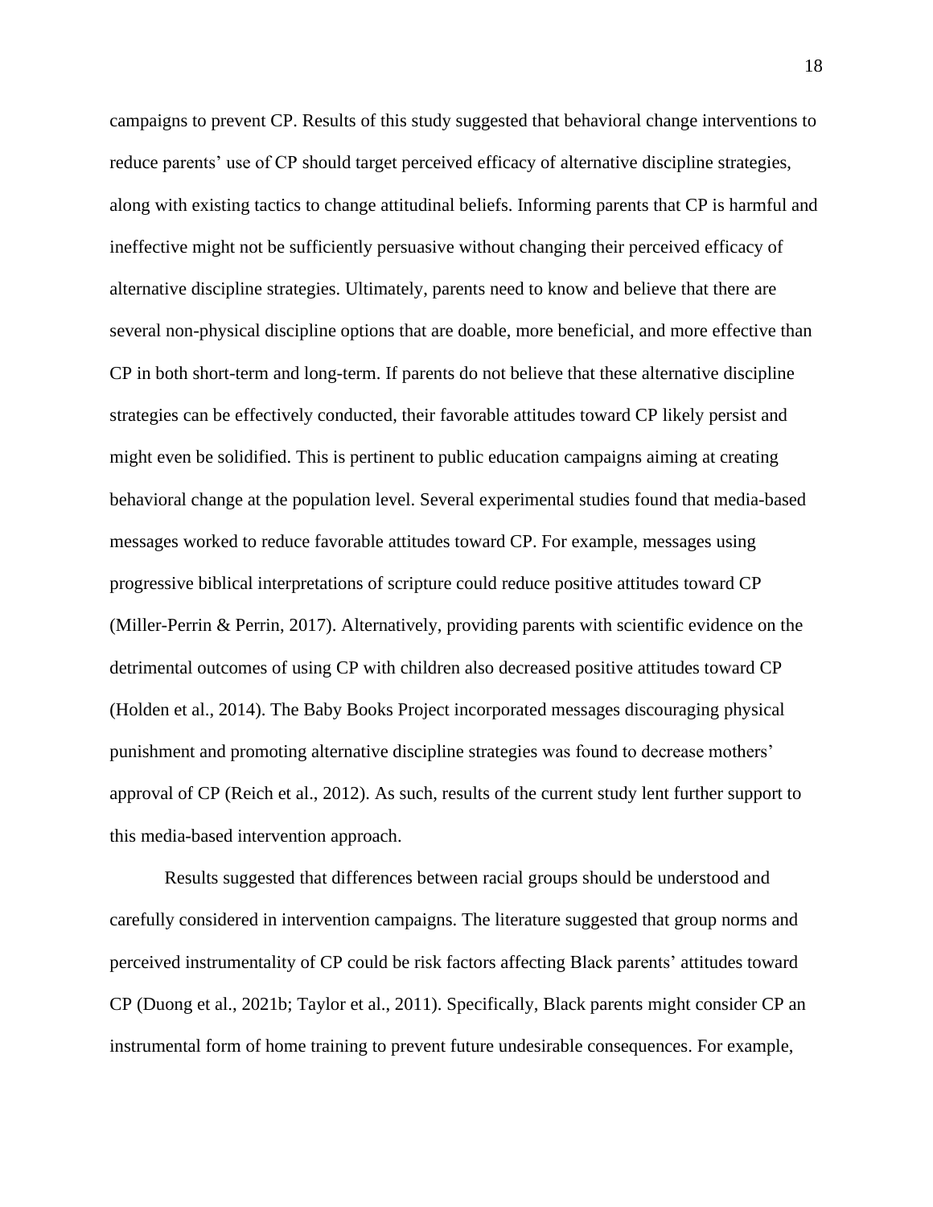campaigns to prevent CP. Results of this study suggested that behavioral change interventions to reduce parents' use of CP should target perceived efficacy of alternative discipline strategies, along with existing tactics to change attitudinal beliefs. Informing parents that CP is harmful and ineffective might not be sufficiently persuasive without changing their perceived efficacy of alternative discipline strategies. Ultimately, parents need to know and believe that there are several non-physical discipline options that are doable, more beneficial, and more effective than CP in both short-term and long-term. If parents do not believe that these alternative discipline strategies can be effectively conducted, their favorable attitudes toward CP likely persist and might even be solidified. This is pertinent to public education campaigns aiming at creating behavioral change at the population level. Several experimental studies found that media-based messages worked to reduce favorable attitudes toward CP. For example, messages using progressive biblical interpretations of scripture could reduce positive attitudes toward CP (Miller-Perrin & Perrin, 2017). Alternatively, providing parents with scientific evidence on the detrimental outcomes of using CP with children also decreased positive attitudes toward CP (Holden et al., 2014). The Baby Books Project incorporated messages discouraging physical punishment and promoting alternative discipline strategies was found to decrease mothers' approval of CP (Reich et al., 2012). As such, results of the current study lent further support to this media-based intervention approach.

Results suggested that differences between racial groups should be understood and carefully considered in intervention campaigns. The literature suggested that group norms and perceived instrumentality of CP could be risk factors affecting Black parents' attitudes toward CP (Duong et al., 2021b; Taylor et al., 2011). Specifically, Black parents might consider CP an instrumental form of home training to prevent future undesirable consequences. For example,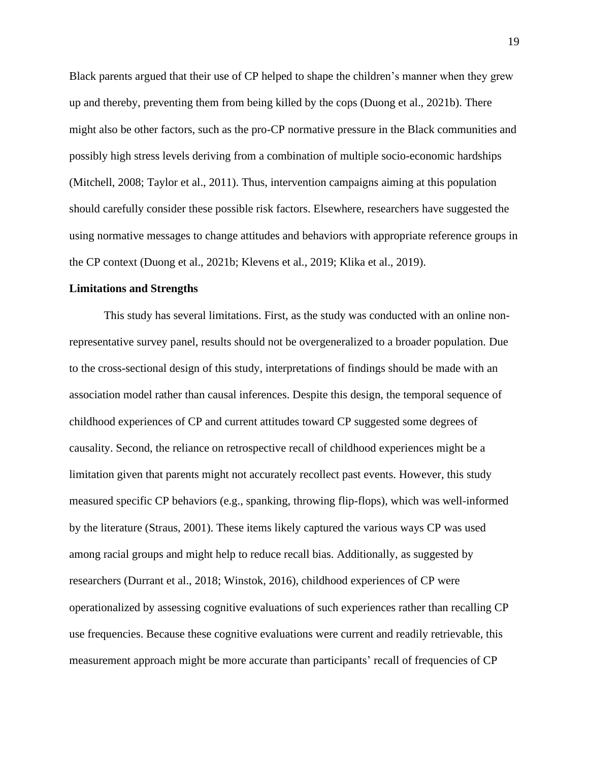Black parents argued that their use of CP helped to shape the children's manner when they grew up and thereby, preventing them from being killed by the cops (Duong et al., 2021b). There might also be other factors, such as the pro-CP normative pressure in the Black communities and possibly high stress levels deriving from a combination of multiple socio-economic hardships (Mitchell, 2008; Taylor et al., 2011). Thus, intervention campaigns aiming at this population should carefully consider these possible risk factors. Elsewhere, researchers have suggested the using normative messages to change attitudes and behaviors with appropriate reference groups in the CP context (Duong et al., 2021b; Klevens et al., 2019; Klika et al., 2019).

**Limitations and Strengths**

This study has several limitations. First, as the study was conducted with an online non-representative survey panel, results should not be overgeneralized to a broader population. Due to the cross-sectional design of this study, interpretations of findings should be made with an association model rather than causal inferences. Despite this design, the temporal sequence of childhood experiences of CP and current attitudes toward CP suggested some degrees of causality. Second, the reliance on retrospective recall of childhood experiences might be a limitation given that parents might not accurately recollect past events. However, this study measured specific CP behaviors (e.g., spanking, throwing flip-flops), which was well-informed by the literature (Straus, 2001). These items likely captured the various ways CP was used among racial groups and might help to reduce recall bias. Additionally, as suggested by researchers (Durrant et al., 2018; Winstok, 2016), childhood experiences of CP were operationalized by assessing cognitive evaluations of such experiences rather than recalling CP use frequencies. Because these cognitive evaluations were current and readily retrievable, this measurement approach might be more accurate than participants' recall of frequencies of CP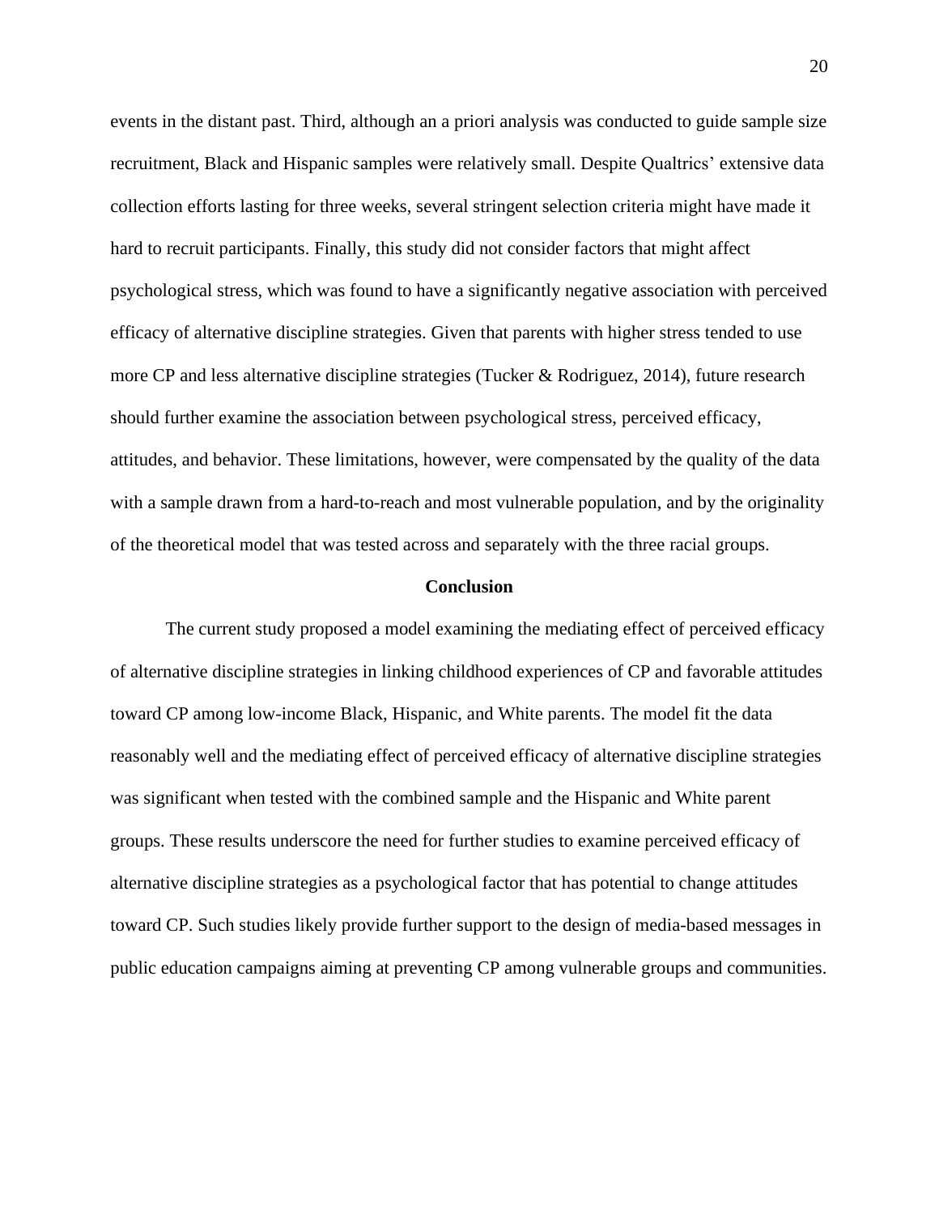events in the distant past. Third, although an a priori analysis was conducted to guide sample size recruitment, Black and Hispanic samples were relatively small. Despite Qualtrics' extensive data collection efforts lasting for three weeks, several stringent selection criteria might have made it hard to recruit participants. Finally, this study did not consider factors that might affect psychological stress, which was found to have a significantly negative association with perceived efficacy of alternative discipline strategies. Given that parents with higher stress tended to use more CP and less alternative discipline strategies (Tucker & Rodriguez, 2014), future research should further examine the association between psychological stress, perceived efficacy, attitudes, and behavior. These limitations, however, were compensated by the quality of the data with a sample drawn from a hard-to-reach and most vulnerable population, and by the originality of the theoretical model that was tested across and separately with the three racial groups.

## Conclusion

The current study proposed a model examining the mediating effect of perceived efficacy of alternative discipline strategies in linking childhood experiences of CP and favorable attitudes toward CP among low-income Black, Hispanic, and White parents. The model fit the data reasonably well and the mediating effect of perceived efficacy of alternative discipline strategies was significant when tested with the combined sample and the Hispanic and White parent groups. These results underscore the need for further studies to examine perceived efficacy of alternative discipline strategies as a psychological factor that has potential to change attitudes toward CP. Such studies likely provide further support to the design of media-based messages in public education campaigns aiming at preventing CP among vulnerable groups and communities.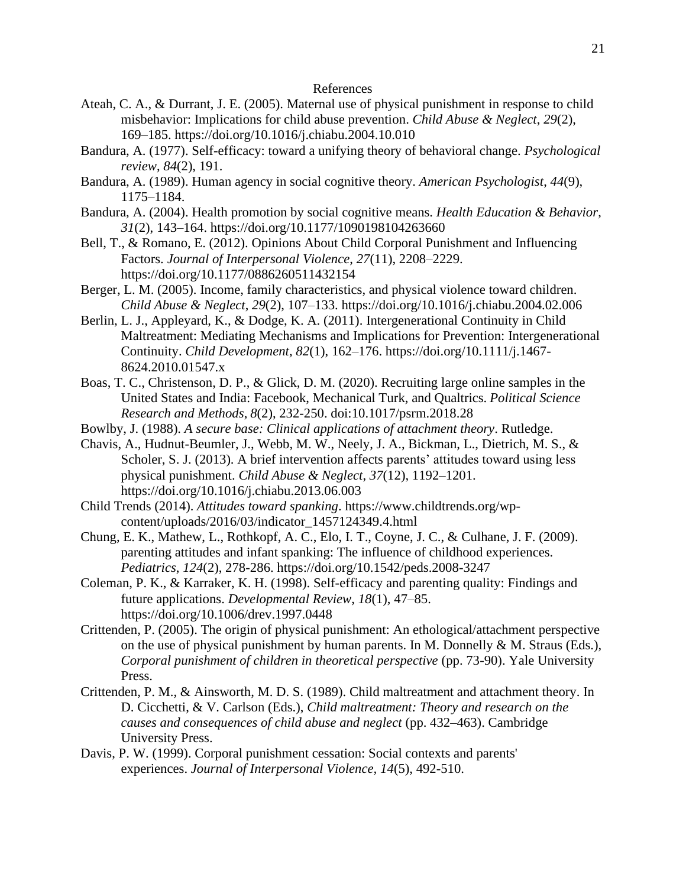# References

Ateah, C. A., & Durrant, J. E. (2005). Maternal use of physical punishment in response to child misbehavior: Implications for child abuse prevention. *Child Abuse & Neglect*, *29*(2), 169–185. https://doi.org/10.1016/j.chiabu.2004.10.010

Bandura, A. (1977). Self-efficacy: toward a unifying theory of behavioral change. *Psychological review*, *84*(2), 191.

Bandura, A. (1989). Human agency in social cognitive theory. *American Psychologist*, *44*(9), 1175–1184.

Bandura, A. (2004). Health promotion by social cognitive means. *Health Education & Behavior*, *31*(2), 143–164. https://doi.org/10.1177/1090198104263660

Bell, T., & Romano, E. (2012). Opinions About Child Corporal Punishment and Influencing Factors. *Journal of Interpersonal Violence*, *27*(11), 2208–2229. https://doi.org/10.1177/0886260511432154

Berger, L. M. (2005). Income, family characteristics, and physical violence toward children. *Child Abuse & Neglect*, *29*(2), 107–133. https://doi.org/10.1016/j.chiabu.2004.02.006

Berlin, L. J., Appleyard, K., & Dodge, K. A. (2011). Intergenerational Continuity in Child Maltreatment: Mediating Mechanisms and Implications for Prevention: Intergenerational Continuity. *Child Development*, *82*(1), 162–176. https://doi.org/10.1111/j.1467-8624.2010.01547.x

Boas, T. C., Christenson, D. P., & Glick, D. M. (2020). Recruiting large online samples in the United States and India: Facebook, Mechanical Turk, and Qualtrics. *Political Science Research and Methods*, *8*(2), 232-250. doi:10.1017/psrm.2018.28

Bowlby, J. (1988). *A secure base: Clinical applications of attachment theory*. Rutledge.

Chavis, A., Hudnut-Beumler, J., Webb, M. W., Neely, J. A., Bickman, L., Dietrich, M. S., & Scholer, S. J. (2013). A brief intervention affects parents' attitudes toward using less physical punishment. *Child Abuse & Neglect*, *37*(12), 1192–1201. https://doi.org/10.1016/j.chiabu.2013.06.003

Child Trends (2014). *Attitudes toward spanking*. https://www.childtrends.org/wp-content/uploads/2016/03/indicator_1457124349.4.html

Chung, E. K., Mathew, L., Rothkopf, A. C., Elo, I. T., Coyne, J. C., & Culhane, J. F. (2009). parenting attitudes and infant spanking: The influence of childhood experiences. *Pediatrics*, *124*(2), 278-286. https://doi.org/10.1542/peds.2008-3247

Coleman, P. K., & Karraker, K. H. (1998). Self-efficacy and parenting quality: Findings and future applications. *Developmental Review*, *18*(1), 47–85. https://doi.org/10.1006/drev.1997.0448

Crittenden, P. (2005). The origin of physical punishment: An ethological/attachment perspective on the use of physical punishment by human parents. In M. Donnelly & M. Straus (Eds.), *Corporal punishment of children in theoretical perspective* (pp. 73-90). Yale University Press.

Crittenden, P. M., & Ainsworth, M. D. S. (1989). Child maltreatment and attachment theory. In D. Cicchetti, & V. Carlson (Eds.), *Child maltreatment: Theory and research on the causes and consequences of child abuse and neglect* (pp. 432–463). Cambridge University Press.

Davis, P. W. (1999). Corporal punishment cessation: Social contexts and parents' experiences. *Journal of Interpersonal Violence, 14*(5), 492-510.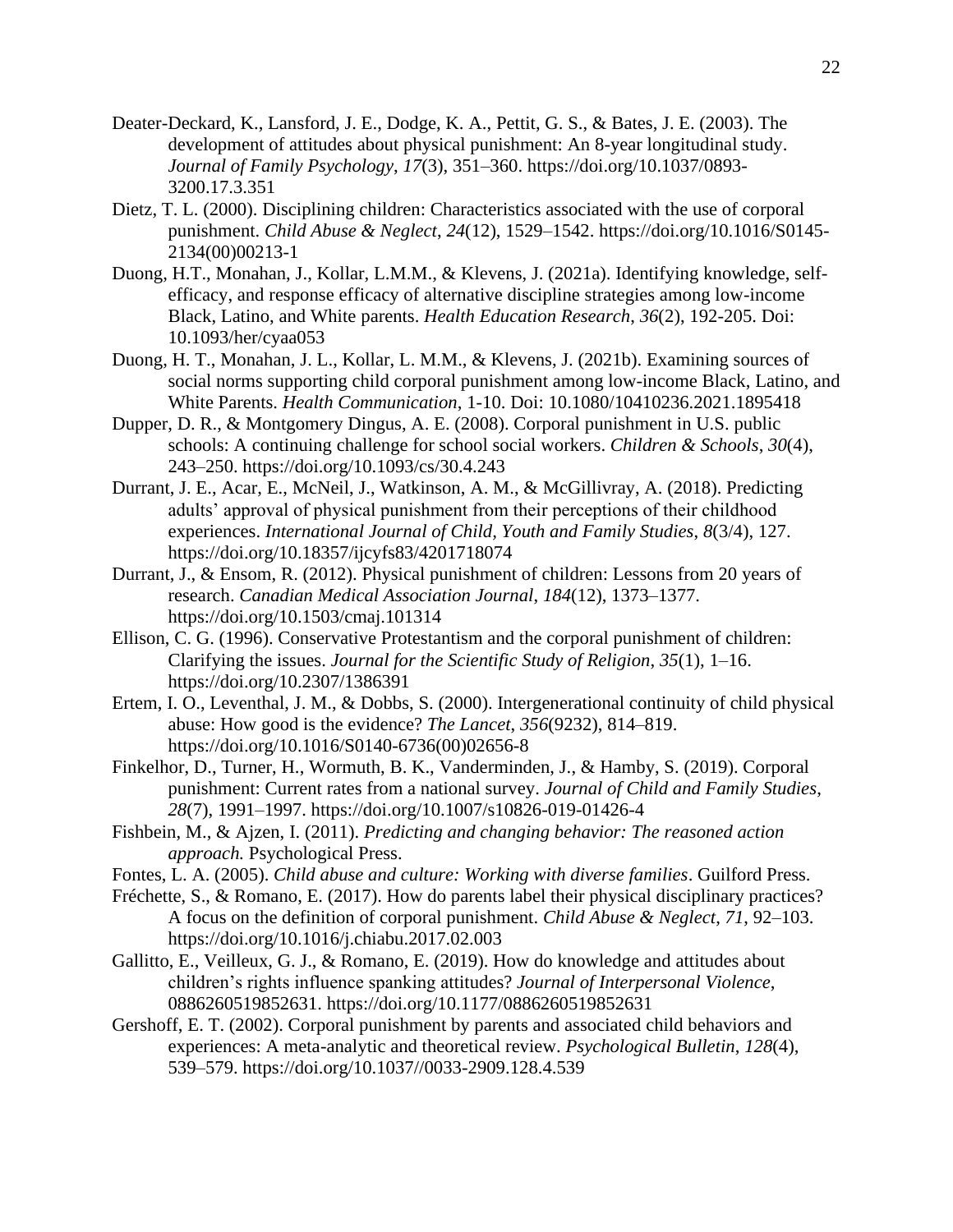Deater-Deckard, K., Lansford, J. E., Dodge, K. A., Pettit, G. S., & Bates, J. E. (2003). The development of attitudes about physical punishment: An 8-year longitudinal study. *Journal of Family Psychology*, *17*(3), 351–360. https://doi.org/10.1037/0893-3200.17.3.351

Dietz, T. L. (2000). Disciplining children: Characteristics associated with the use of corporal punishment. *Child Abuse & Neglect*, *24*(12), 1529–1542. https://doi.org/10.1016/S0145-2134(00)00213-1

Duong, H.T., Monahan, J., Kollar, L.M.M., & Klevens, J. (2021a). Identifying knowledge, self-efficacy, and response efficacy of alternative discipline strategies among low-income Black, Latino, and White parents. *Health Education Research*, *36*(2), 192-205. Doi: 10.1093/her/cyaa053

Duong, H. T., Monahan, J. L., Kollar, L. M.M., & Klevens, J. (2021b). Examining sources of social norms supporting child corporal punishment among low-income Black, Latino, and White Parents. *Health Communication*, 1-10. Doi: 10.1080/10410236.2021.1895418

Dupper, D. R., & Montgomery Dingus, A. E. (2008). Corporal punishment in U.S. public schools: A continuing challenge for school social workers. *Children & Schools*, *30*(4), 243–250. https://doi.org/10.1093/cs/30.4.243

Durrant, J. E., Acar, E., McNeil, J., Watkinson, A. M., & McGillivray, A. (2018). Predicting adults' approval of physical punishment from their perceptions of their childhood experiences. *International Journal of Child, Youth and Family Studies*, *8*(3/4), 127. https://doi.org/10.18357/ijcyfs83/4201718074

Durrant, J., & Ensom, R. (2012). Physical punishment of children: Lessons from 20 years of research. *Canadian Medical Association Journal*, *184*(12), 1373–1377. https://doi.org/10.1503/cmaj.101314

Ellison, C. G. (1996). Conservative Protestantism and the corporal punishment of children: Clarifying the issues. *Journal for the Scientific Study of Religion*, *35*(1), 1–16. https://doi.org/10.2307/1386391

Ertem, I. O., Leventhal, J. M., & Dobbs, S. (2000). Intergenerational continuity of child physical abuse: How good is the evidence? *The Lancet*, *356*(9232), 814–819. https://doi.org/10.1016/S0140-6736(00)02656-8

Finkelhor, D., Turner, H., Wormuth, B. K., Vanderminden, J., & Hamby, S. (2019). Corporal punishment: Current rates from a national survey. *Journal of Child and Family Studies*, *28*(7), 1991–1997. https://doi.org/10.1007/s10826-019-01426-4

Fishbein, M., & Ajzen, I. (2011). *Predicting and changing behavior: The reasoned action approach.* Psychological Press.

Fontes, L. A. (2005). *Child abuse and culture: Working with diverse families*. Guilford Press.

Fréchette, S., & Romano, E. (2017). How do parents label their physical disciplinary practices? A focus on the definition of corporal punishment. *Child Abuse & Neglect*, *71*, 92–103. https://doi.org/10.1016/j.chiabu.2017.02.003

Gallitto, E., Veilleux, G. J., & Romano, E. (2019). How do knowledge and attitudes about children's rights influence spanking attitudes? *Journal of Interpersonal Violence*, 0886260519852631. https://doi.org/10.1177/0886260519852631

Gershoff, E. T. (2002). Corporal punishment by parents and associated child behaviors and experiences: A meta-analytic and theoretical review. *Psychological Bulletin*, *128*(4), 539–579. https://doi.org/10.1037//0033-2909.128.4.539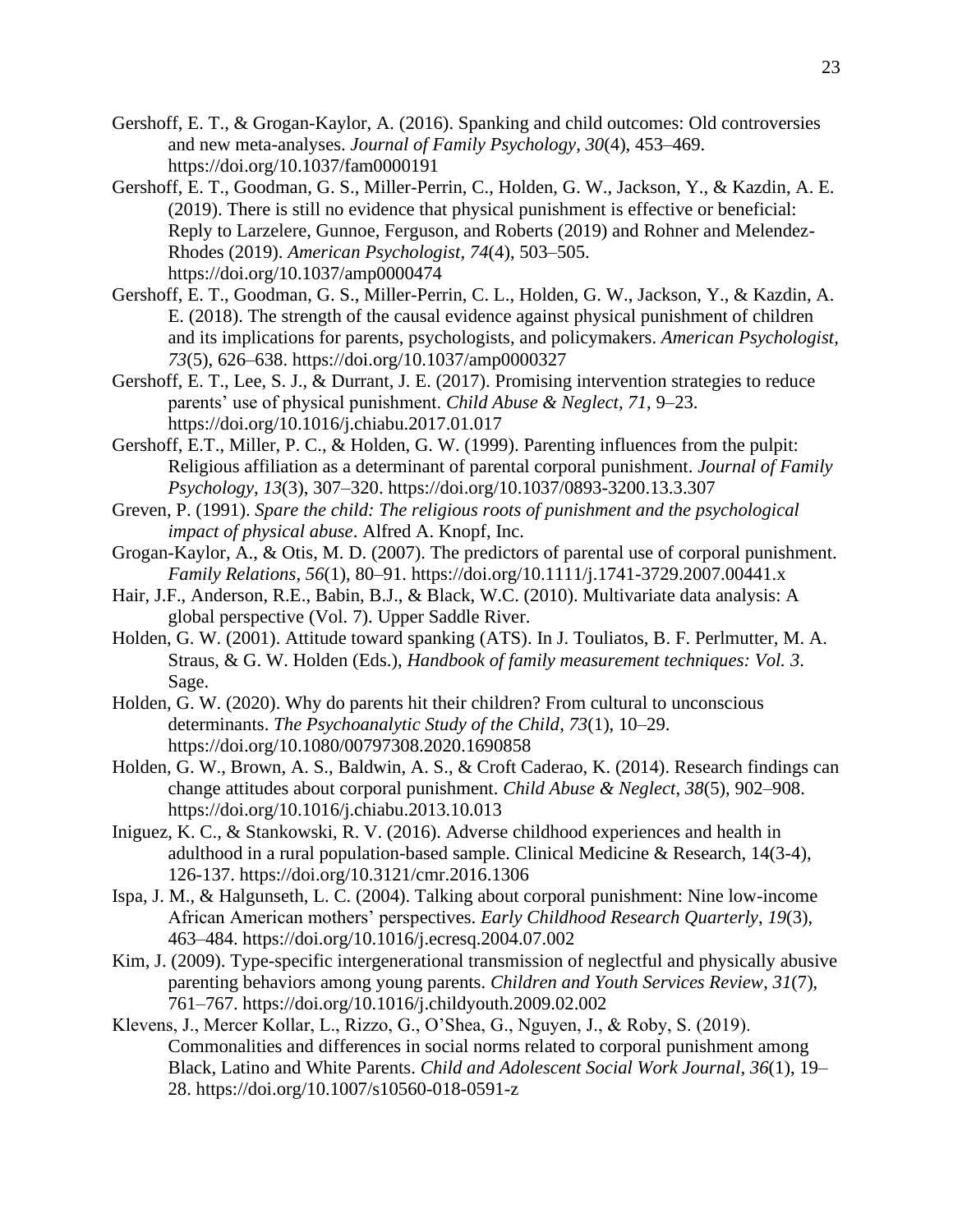Gershoff, E. T., & Grogan-Kaylor, A. (2016). Spanking and child outcomes: Old controversies and new meta-analyses. *Journal of Family Psychology*, *30*(4), 453–469. https://doi.org/10.1037/fam0000191

Gershoff, E. T., Goodman, G. S., Miller-Perrin, C., Holden, G. W., Jackson, Y., & Kazdin, A. E. (2019). There is still no evidence that physical punishment is effective or beneficial: Reply to Larzelere, Gunnoe, Ferguson, and Roberts (2019) and Rohner and Melendez-Rhodes (2019). *American Psychologist*, *74*(4), 503–505. https://doi.org/10.1037/amp0000474

Gershoff, E. T., Goodman, G. S., Miller-Perrin, C. L., Holden, G. W., Jackson, Y., & Kazdin, A. E. (2018). The strength of the causal evidence against physical punishment of children and its implications for parents, psychologists, and policymakers. *American Psychologist*, *73*(5), 626–638. https://doi.org/10.1037/amp0000327

Gershoff, E. T., Lee, S. J., & Durrant, J. E. (2017). Promising intervention strategies to reduce parents' use of physical punishment. *Child Abuse & Neglect*, *71*, 9–23. https://doi.org/10.1016/j.chiabu.2017.01.017

Gershoff, E.T., Miller, P. C., & Holden, G. W. (1999). Parenting influences from the pulpit: Religious affiliation as a determinant of parental corporal punishment. *Journal of Family Psychology*, *13*(3), 307–320. https://doi.org/10.1037/0893-3200.13.3.307

Greven, P. (1991). *Spare the child: The religious roots of punishment and the psychological impact of physical abuse*. Alfred A. Knopf, Inc.

Grogan-Kaylor, A., & Otis, M. D. (2007). The predictors of parental use of corporal punishment. *Family Relations*, *56*(1), 80–91. https://doi.org/10.1111/j.1741-3729.2007.00441.x

Hair, J.F., Anderson, R.E., Babin, B.J., & Black, W.C. (2010). Multivariate data analysis: A global perspective (Vol. 7). Upper Saddle River.

Holden, G. W. (2001). Attitude toward spanking (ATS). In J. Touliatos, B. F. Perlmutter, M. A. Straus, & G. W. Holden (Eds.), *Handbook of family measurement techniques: Vol. 3*. Sage.

Holden, G. W. (2020). Why do parents hit their children? From cultural to unconscious determinants. *The Psychoanalytic Study of the Child*, *73*(1), 10–29. https://doi.org/10.1080/00797308.2020.1690858

Holden, G. W., Brown, A. S., Baldwin, A. S., & Croft Caderao, K. (2014). Research findings can change attitudes about corporal punishment. *Child Abuse & Neglect*, *38*(5), 902–908. https://doi.org/10.1016/j.chiabu.2013.10.013

Iniguez, K. C., & Stankowski, R. V. (2016). Adverse childhood experiences and health in adulthood in a rural population-based sample. Clinical Medicine & Research, 14(3-4), 126-137. https://doi.org/10.3121/cmr.2016.1306

Ispa, J. M., & Halgunseth, L. C. (2004). Talking about corporal punishment: Nine low-income African American mothers' perspectives. *Early Childhood Research Quarterly*, *19*(3), 463–484. https://doi.org/10.1016/j.ecresq.2004.07.002

Kim, J. (2009). Type-specific intergenerational transmission of neglectful and physically abusive parenting behaviors among young parents. *Children and Youth Services Review*, *31*(7), 761–767. https://doi.org/10.1016/j.childyouth.2009.02.002

Klevens, J., Mercer Kollar, L., Rizzo, G., O'Shea, G., Nguyen, J., & Roby, S. (2019). Commonalities and differences in social norms related to corporal punishment among Black, Latino and White Parents. *Child and Adolescent Social Work Journal*, *36*(1), 19–28. https://doi.org/10.1007/s10560-018-0591-z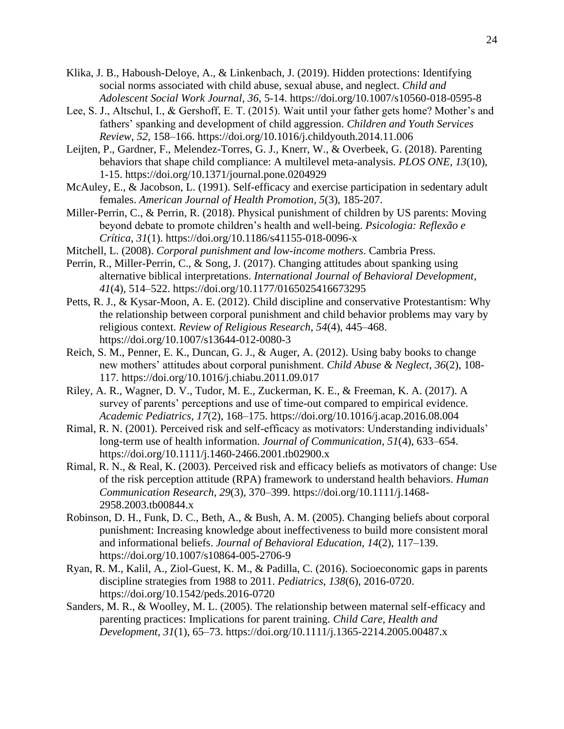Klika, J. B., Haboush-Deloye, A., & Linkenbach, J. (2019). Hidden protections: Identifying social norms associated with child abuse, sexual abuse, and neglect. *Child and Adolescent Social Work Journal*, *36*, 5-14. https://doi.org/10.1007/s10560-018-0595-8

Lee, S. J., Altschul, I., & Gershoff, E. T. (2015). Wait until your father gets home? Mother's and fathers' spanking and development of child aggression. *Children and Youth Services Review*, *52*, 158–166. https://doi.org/10.1016/j.childyouth.2014.11.006

Leijten, P., Gardner, F., Melendez-Torres, G. J., Knerr, W., & Overbeek, G. (2018). Parenting behaviors that shape child compliance: A multilevel meta-analysis. *PLOS ONE*, *13*(10), 1-15. https://doi.org/10.1371/journal.pone.0204929

McAuley, E., & Jacobson, L. (1991). Self-efficacy and exercise participation in sedentary adult females. *American Journal of Health Promotion*, *5*(3), 185-207.

Miller-Perrin, C., & Perrin, R. (2018). Physical punishment of children by US parents: Moving beyond debate to promote children's health and well-being. *Psicologia: Reflexão e Crítica*, *31*(1). https://doi.org/10.1186/s41155-018-0096-x

Mitchell, L. (2008). *Corporal punishment and low-income mothers*. Cambria Press.

Perrin, R., Miller-Perrin, C., & Song, J. (2017). Changing attitudes about spanking using alternative biblical interpretations. *International Journal of Behavioral Development*, *41*(4), 514–522. https://doi.org/10.1177/0165025416673295

Petts, R. J., & Kysar-Moon, A. E. (2012). Child discipline and conservative Protestantism: Why the relationship between corporal punishment and child behavior problems may vary by religious context. *Review of Religious Research*, *54*(4), 445–468. https://doi.org/10.1007/s13644-012-0080-3

Reich, S. M., Penner, E. K., Duncan, G. J., & Auger, A. (2012). Using baby books to change new mothers' attitudes about corporal punishment. *Child Abuse & Neglect*, *36*(2), 108-117. https://doi.org/10.1016/j.chiabu.2011.09.017

Riley, A. R., Wagner, D. V., Tudor, M. E., Zuckerman, K. E., & Freeman, K. A. (2017). A survey of parents' perceptions and use of time-out compared to empirical evidence. *Academic Pediatrics*, *17*(2), 168–175. https://doi.org/10.1016/j.acap.2016.08.004

Rimal, R. N. (2001). Perceived risk and self-efficacy as motivators: Understanding individuals' long-term use of health information. *Journal of Communication*, *51*(4), 633–654. https://doi.org/10.1111/j.1460-2466.2001.tb02900.x

Rimal, R. N., & Real, K. (2003). Perceived risk and efficacy beliefs as motivators of change: Use of the risk perception attitude (RPA) framework to understand health behaviors. *Human Communication Research*, *29*(3), 370–399. https://doi.org/10.1111/j.1468-2958.2003.tb00844.x

Robinson, D. H., Funk, D. C., Beth, A., & Bush, A. M. (2005). Changing beliefs about corporal punishment: Increasing knowledge about ineffectiveness to build more consistent moral and informational beliefs. *Journal of Behavioral Education*, *14*(2), 117–139. https://doi.org/10.1007/s10864-005-2706-9

Ryan, R. M., Kalil, A., Ziol-Guest, K. M., & Padilla, C. (2016). Socioeconomic gaps in parents discipline strategies from 1988 to 2011. *Pediatrics*, *138*(6), 2016-0720. https://doi.org/10.1542/peds.2016-0720

Sanders, M. R., & Woolley, M. L. (2005). The relationship between maternal self-efficacy and parenting practices: Implications for parent training. *Child Care, Health and Development*, *31*(1), 65–73. https://doi.org/10.1111/j.1365-2214.2005.00487.x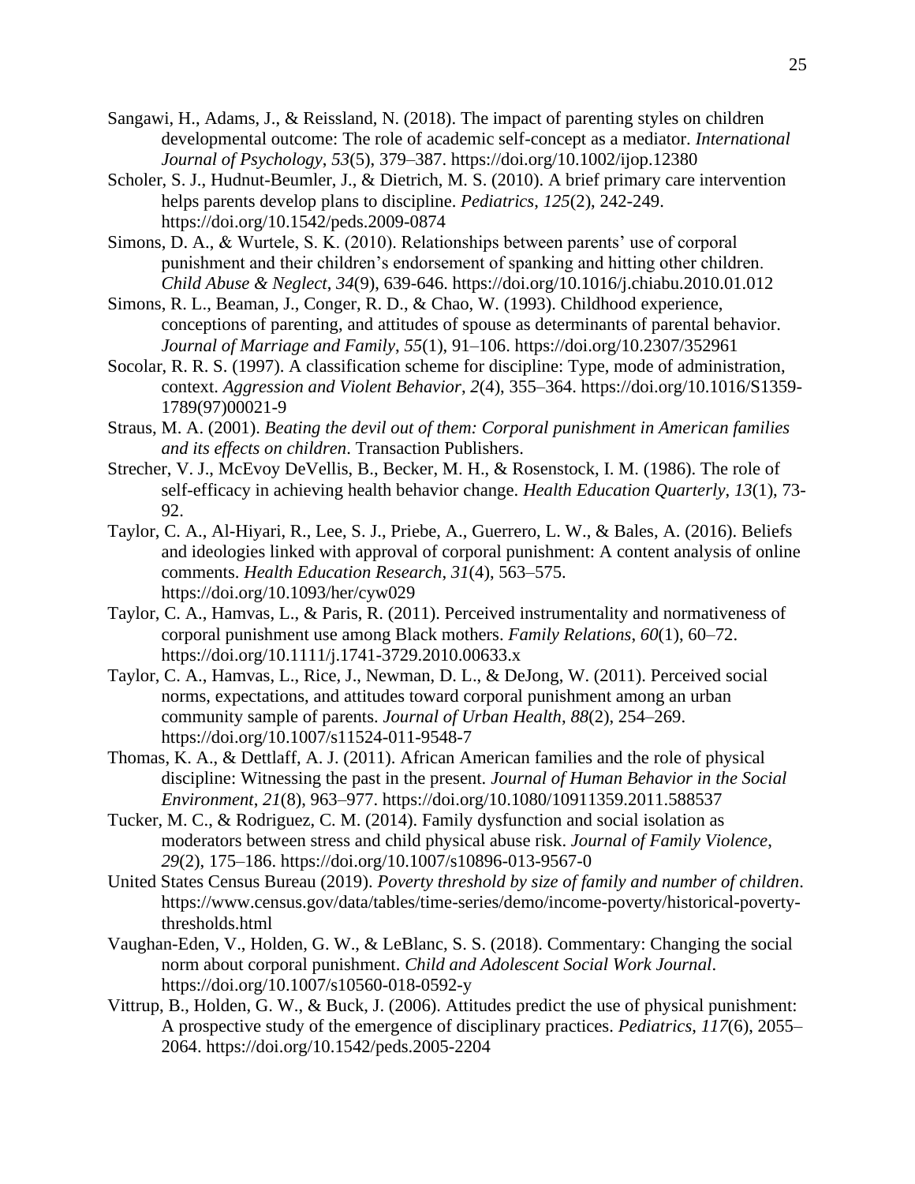Sangawi, H., Adams, J., & Reissland, N. (2018). The impact of parenting styles on children developmental outcome: The role of academic self-concept as a mediator. *International Journal of Psychology*, *53*(5), 379–387. https://doi.org/10.1002/ijop.12380

Scholer, S. J., Hudnut-Beumler, J., & Dietrich, M. S. (2010). A brief primary care intervention helps parents develop plans to discipline. *Pediatrics*, *125*(2), 242-249. https://doi.org/10.1542/peds.2009-0874

Simons, D. A., & Wurtele, S. K. (2010). Relationships between parents' use of corporal punishment and their children's endorsement of spanking and hitting other children. *Child Abuse & Neglect*, *34*(9), 639-646. https://doi.org/10.1016/j.chiabu.2010.01.012

Simons, R. L., Beaman, J., Conger, R. D., & Chao, W. (1993). Childhood experience, conceptions of parenting, and attitudes of spouse as determinants of parental behavior. *Journal of Marriage and Family*, *55*(1), 91–106. https://doi.org/10.2307/352961

Socolar, R. R. S. (1997). A classification scheme for discipline: Type, mode of administration, context. *Aggression and Violent Behavior*, *2*(4), 355–364. https://doi.org/10.1016/S1359-1789(97)00021-9

Straus, M. A. (2001). *Beating the devil out of them: Corporal punishment in American families and its effects on children*. Transaction Publishers.

Strecher, V. J., McEvoy DeVellis, B., Becker, M. H., & Rosenstock, I. M. (1986). The role of self-efficacy in achieving health behavior change. *Health Education Quarterly*, *13*(1), 73-92.

Taylor, C. A., Al-Hiyari, R., Lee, S. J., Priebe, A., Guerrero, L. W., & Bales, A. (2016). Beliefs and ideologies linked with approval of corporal punishment: A content analysis of online comments. *Health Education Research*, *31*(4), 563–575. https://doi.org/10.1093/her/cyw029

Taylor, C. A., Hamvas, L., & Paris, R. (2011). Perceived instrumentality and normativeness of corporal punishment use among Black mothers. *Family Relations*, *60*(1), 60–72. https://doi.org/10.1111/j.1741-3729.2010.00633.x

Taylor, C. A., Hamvas, L., Rice, J., Newman, D. L., & DeJong, W. (2011). Perceived social norms, expectations, and attitudes toward corporal punishment among an urban community sample of parents. *Journal of Urban Health*, *88*(2), 254–269. https://doi.org/10.1007/s11524-011-9548-7

Thomas, K. A., & Dettlaff, A. J. (2011). African American families and the role of physical discipline: Witnessing the past in the present. *Journal of Human Behavior in the Social Environment*, *21*(8), 963–977. https://doi.org/10.1080/10911359.2011.588537

Tucker, M. C., & Rodriguez, C. M. (2014). Family dysfunction and social isolation as moderators between stress and child physical abuse risk. *Journal of Family Violence*, *29*(2), 175–186. https://doi.org/10.1007/s10896-013-9567-0

United States Census Bureau (2019). *Poverty threshold by size of family and number of children*. https://www.census.gov/data/tables/time-series/demo/income-poverty/historical-poverty-thresholds.html

Vaughan-Eden, V., Holden, G. W., & LeBlanc, S. S. (2018). Commentary: Changing the social norm about corporal punishment. *Child and Adolescent Social Work Journal*. https://doi.org/10.1007/s10560-018-0592-y

Vittrup, B., Holden, G. W., & Buck, J. (2006). Attitudes predict the use of physical punishment: A prospective study of the emergence of disciplinary practices. *Pediatrics*, *117*(6), 2055–2064. https://doi.org/10.1542/peds.2005-2204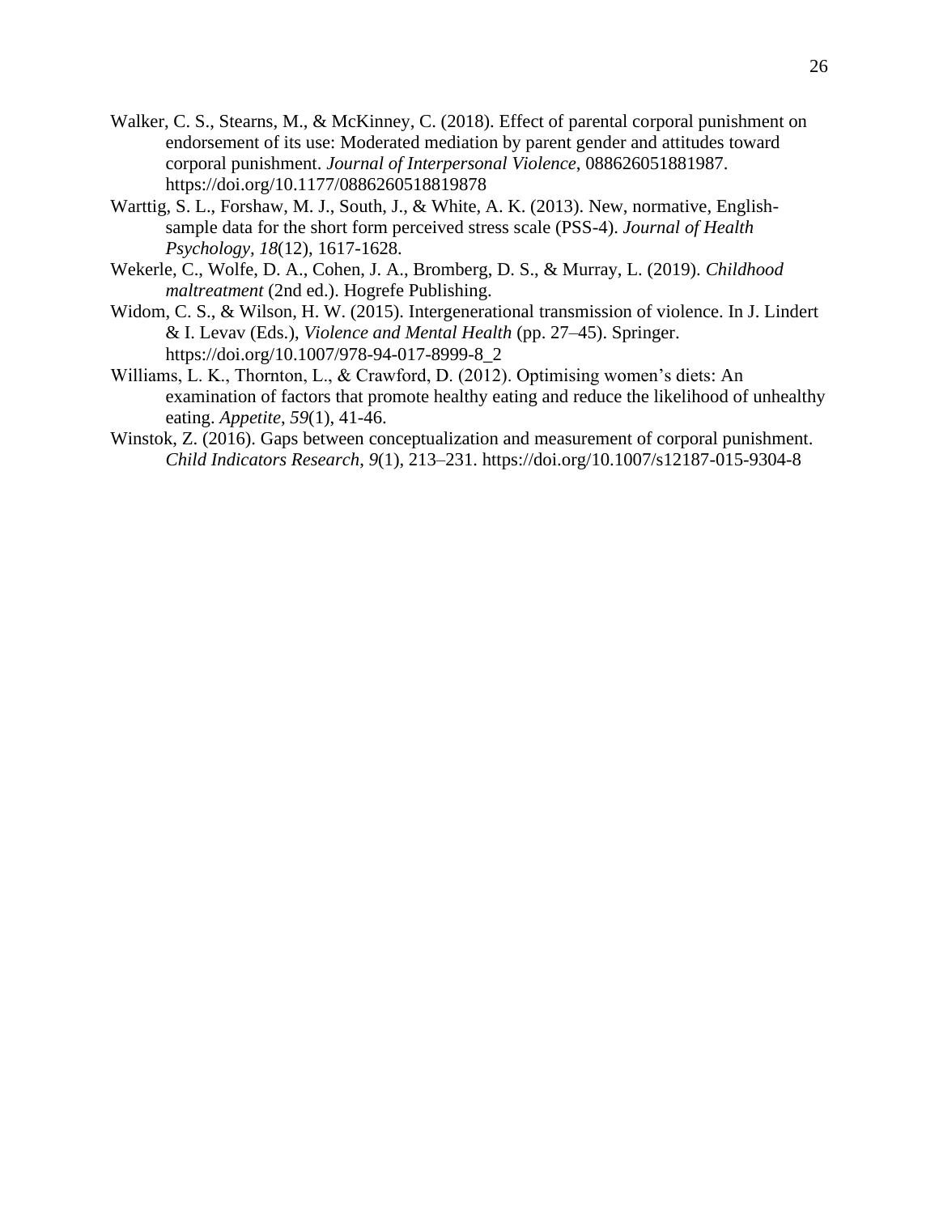Walker, C. S., Stearns, M., & McKinney, C. (2018). Effect of parental corporal punishment on endorsement of its use: Moderated mediation by parent gender and attitudes toward corporal punishment. *Journal of Interpersonal Violence*, 088626051881987. https://doi.org/10.1177/0886260518819878

Warttig, S. L., Forshaw, M. J., South, J., & White, A. K. (2013). New, normative, English-sample data for the short form perceived stress scale (PSS-4). *Journal of Health Psychology, 18*(12), 1617-1628.

Wekerle, C., Wolfe, D. A., Cohen, J. A., Bromberg, D. S., & Murray, L. (2019). *Childhood maltreatment* (2nd ed.). Hogrefe Publishing.

Widom, C. S., & Wilson, H. W. (2015). Intergenerational transmission of violence. In J. Lindert & I. Levav (Eds.), *Violence and Mental Health* (pp. 27–45). Springer. https://doi.org/10.1007/978-94-017-8999-8_2

Williams, L. K., Thornton, L., & Crawford, D. (2012). Optimising women's diets: An examination of factors that promote healthy eating and reduce the likelihood of unhealthy eating. *Appetite, 59*(1), 41-46.

Winstok, Z. (2016). Gaps between conceptualization and measurement of corporal punishment. *Child Indicators Research*, *9*(1), 213–231. https://doi.org/10.1007/s12187-015-9304-8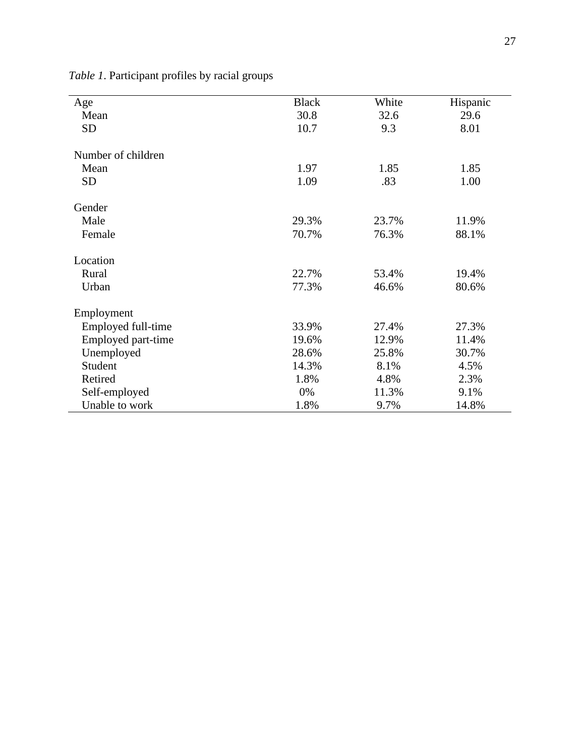*Table 1*. Participant profiles by racial groups

| Age | Black | White | Hispanic |
|---|---|---|---|
| Mean | 30.8 | 32.6 | 29.6 |
| SD | 10.7 | 9.3 | 8.01 |
| | | | |
| Number of children | | | |
| Mean | 1.97 | 1.85 | 1.85 |
| SD | 1.09 | .83 | 1.00 |
| | | | |
| Gender | | | |
| Male | 29.3% | 23.7% | 11.9% |
| Female | 70.7% | 76.3% | 88.1% |
| | | | |
| Location | | | |
| Rural | 22.7% | 53.4% | 19.4% |
| Urban | 77.3% | 46.6% | 80.6% |
| | | | |
| Employment | | | |
| Employed full-time | 33.9% | 27.4% | 27.3% |
| Employed part-time | 19.6% | 12.9% | 11.4% |
| Unemployed | 28.6% | 25.8% | 30.7% |
| Student | 14.3% | 8.1% | 4.5% |
| Retired | 1.8% | 4.8% | 2.3% |
| Self-employed | 0% | 11.3% | 9.1% |
| Unable to work | 1.8% | 9.7% | 14.8% |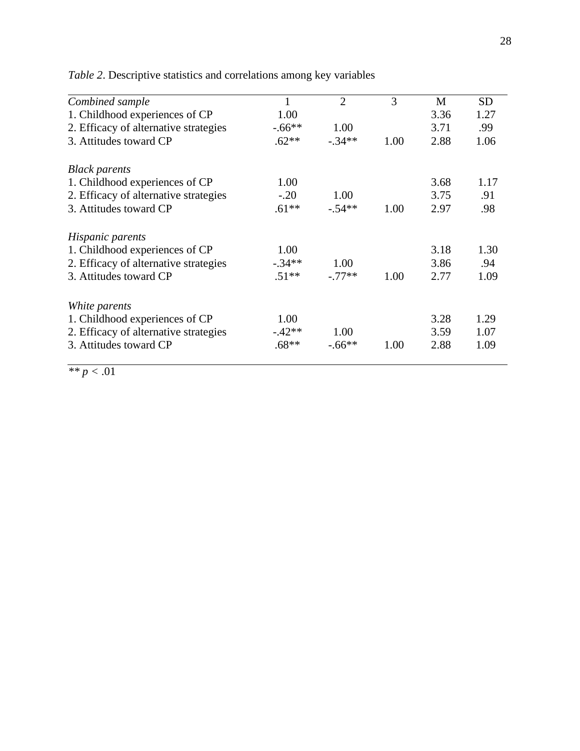*Table 2*. Descriptive statistics and correlations among key variables

| *Combined sample* | 1 | 2 | 3 | M | SD |
|---|---|---|---|---|---|
| 1. Childhood experiences of CP | 1.00 | | | 3.36 | 1.27 |
| 2. Efficacy of alternative strategies | -.66** | 1.00 | | 3.71 | .99 |
| 3. Attitudes toward CP | .62** | -.34** | 1.00 | 2.88 | 1.06 |
| *Black parents* | | | | | |
| 1. Childhood experiences of CP | 1.00 | | | 3.68 | 1.17 |
| 2. Efficacy of alternative strategies | -.20 | 1.00 | | 3.75 | .91 |
| 3. Attitudes toward CP | .61** | -.54** | 1.00 | 2.97 | .98 |
| *Hispanic parents* | | | | | |
| 1. Childhood experiences of CP | 1.00 | | | 3.18 | 1.30 |
| 2. Efficacy of alternative strategies | -.34** | 1.00 | | 3.86 | .94 |
| 3. Attitudes toward CP | .51** | -.77** | 1.00 | 2.77 | 1.09 |
| *White parents* | | | | | |
| 1. Childhood experiences of CP | 1.00 | | | 3.28 | 1.29 |
| 2. Efficacy of alternative strategies | -.42** | 1.00 | | 3.59 | 1.07 |
| 3. Attitudes toward CP | .68** | -.66** | 1.00 | 2.88 | 1.09 |

** $p < .01$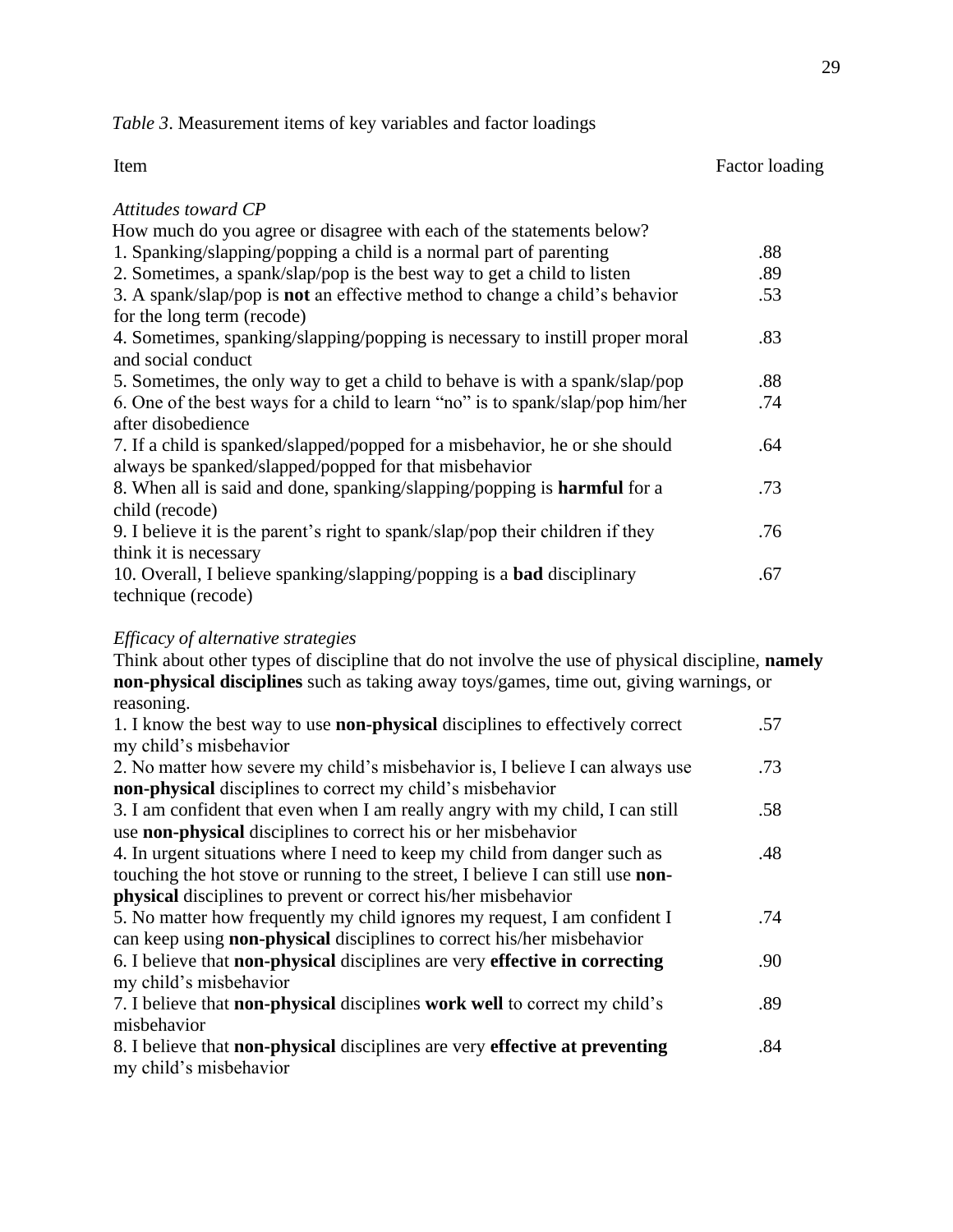*Table 3*. Measurement items of key variables and factor loadings

| Item | Factor loading |
|---|---|
| *Attitudes toward CP* | |
| How much do you agree or disagree with each of the statements below? | |
| 1. Spanking/slapping/popping a child is a normal part of parenting | .88 |
| 2. Sometimes, a spank/slap/pop is the best way to get a child to listen | .89 |
| 3. A spank/slap/pop is **not** an effective method to change a child's behavior for the long term (recode) | .53 |
| 4. Sometimes, spanking/slapping/popping is necessary to instill proper moral and social conduct | .83 |
| 5. Sometimes, the only way to get a child to behave is with a spank/slap/pop | .88 |
| 6. One of the best ways for a child to learn "no" is to spank/slap/pop him/her after disobedience | .74 |
| 7. If a child is spanked/slapped/popped for a misbehavior, he or she should always be spanked/slapped/popped for that misbehavior | .64 |
| 8. When all is said and done, spanking/slapping/popping is **harmful** for a child (recode) | .73 |
| 9. I believe it is the parent's right to spank/slap/pop their children if they think it is necessary | .76 |
| 10. Overall, I believe spanking/slapping/popping is a **bad** disciplinary technique (recode) | .67 |
| *Efficacy of alternative strategies* | |
| Think about other types of discipline that do not involve the use of physical discipline, **namely non-physical disciplines** such as taking away toys/games, time out, giving warnings, or reasoning. | |
| 1. I know the best way to use **non-physical** disciplines to effectively correct my child's misbehavior | .57 |
| 2. No matter how severe my child's misbehavior is, I believe I can always use **non-physical** disciplines to correct my child's misbehavior | .73 |
| 3. I am confident that even when I am really angry with my child, I can still use **non-physical** disciplines to correct his or her misbehavior | .58 |
| 4. In urgent situations where I need to keep my child from danger such as touching the hot stove or running to the street, I believe I can still use **non-physical** disciplines to prevent or correct his/her misbehavior | .48 |
| 5. No matter how frequently my child ignores my request, I am confident I can keep using **non-physical** disciplines to correct his/her misbehavior | .74 |
| 6. I believe that **non-physical** disciplines are very **effective in correcting** my child's misbehavior | .90 |
| 7. I believe that **non-physical** disciplines **work well** to correct my child's misbehavior | .89 |
| 8. I believe that **non-physical** disciplines are very **effective at preventing** my child's misbehavior | .84 |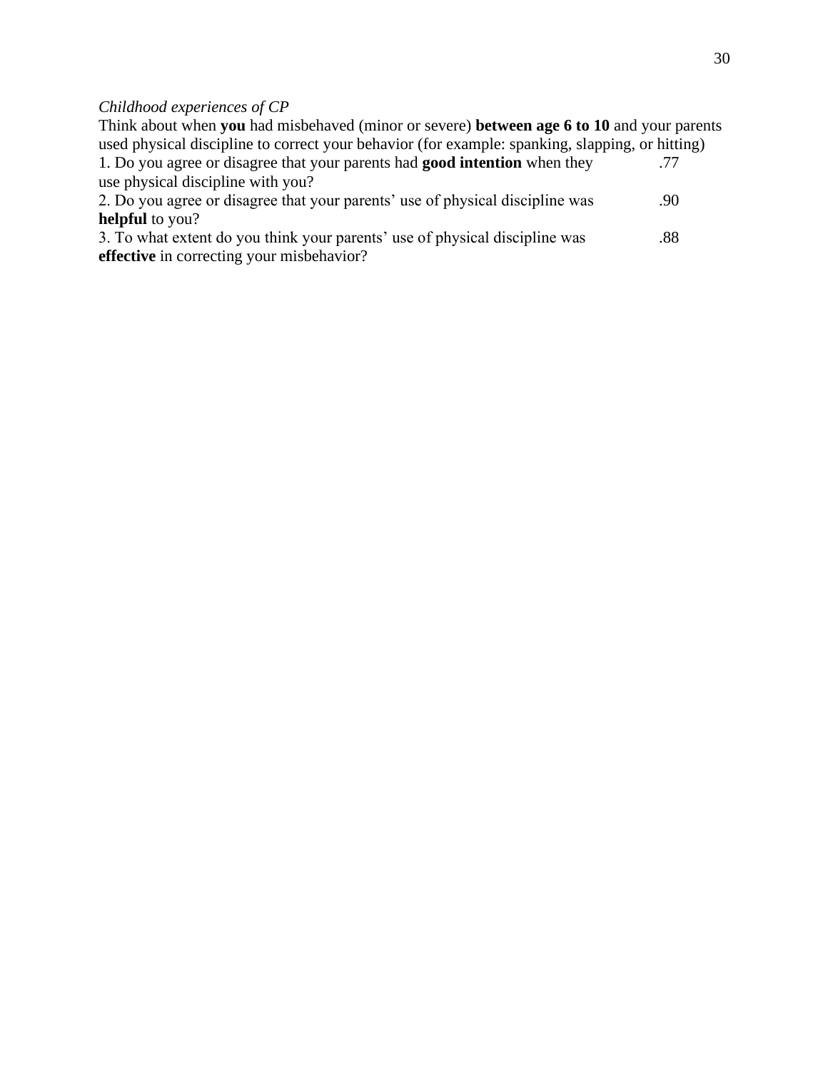*Childhood experiences of CP*

Think about when **you** had misbehaved (minor or severe) **between age 6 to 10** and your parents used physical discipline to correct your behavior (for example: spanking, slapping, or hitting)

| Item | |
|---|---|
| 1. Do you agree or disagree that your parents had **good intention** when they use physical discipline with you? | .77 |
| 2. Do you agree or disagree that your parents' use of physical discipline was **helpful** to you? | .90 |
| 3. To what extent do you think your parents' use of physical discipline was **effective** in correcting your misbehavior? | .88 |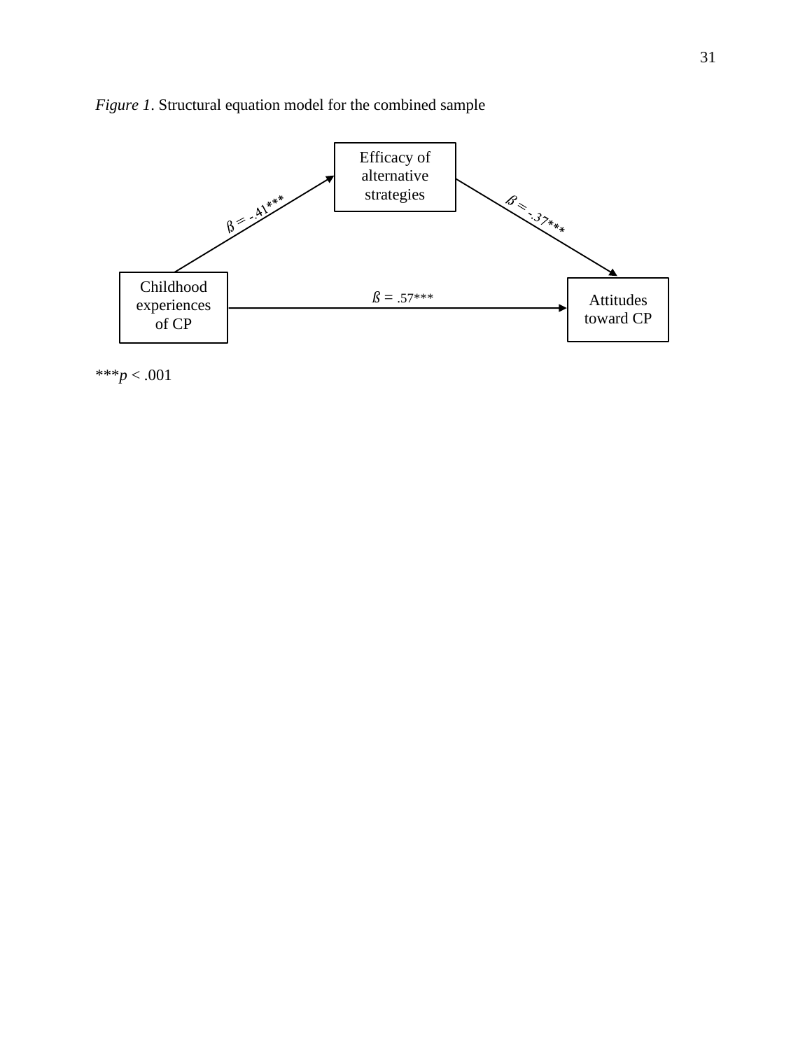*Figure 1*. Structural equation model for the combined sample

Efficacy of alternative strategies

ß = -.41***

ß = -.37***

Childhood experiences of CP

ß = .57***

Attitudes toward CP

****p* < .001